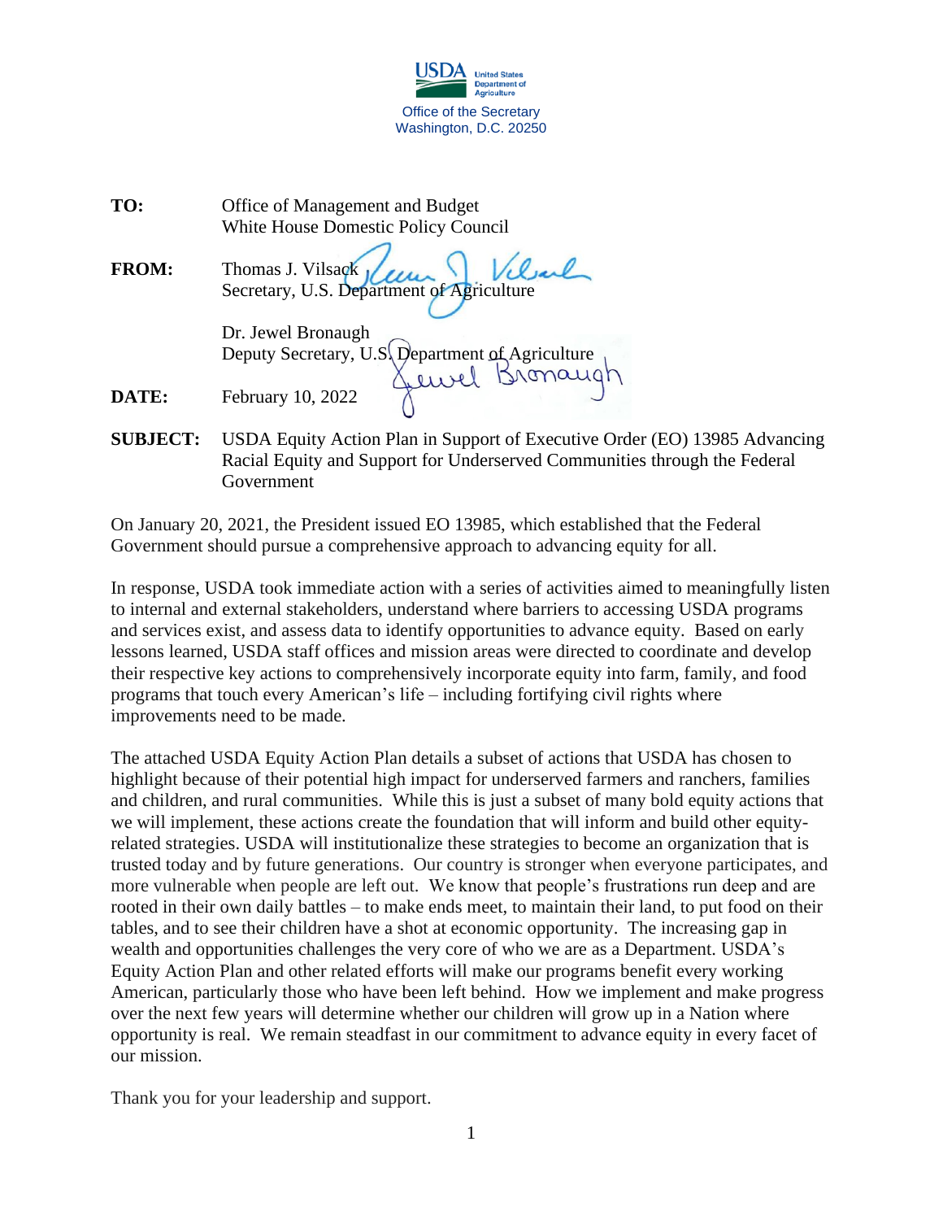USDA United States Department of Agriculture

Office of the Secretary
Washington, D.C. 20250

**TO:** Office of Management and Budget
White House Domestic Policy Council

**FROM:** Thomas J. Vilsack
Secretary, U.S. Department of Agriculture

Dr. Jewel Bronaugh
Deputy Secretary, U.S. Department of Agriculture

**DATE:** February 10, 2022

**SUBJECT:** USDA Equity Action Plan in Support of Executive Order (EO) 13985 Advancing Racial Equity and Support for Underserved Communities through the Federal Government

On January 20, 2021, the President issued EO 13985, which established that the Federal Government should pursue a comprehensive approach to advancing equity for all.

In response, USDA took immediate action with a series of activities aimed to meaningfully listen to internal and external stakeholders, understand where barriers to accessing USDA programs and services exist, and assess data to identify opportunities to advance equity. Based on early lessons learned, USDA staff offices and mission areas were directed to coordinate and develop their respective key actions to comprehensively incorporate equity into farm, family, and food programs that touch every American's life – including fortifying civil rights where improvements need to be made.

The attached USDA Equity Action Plan details a subset of actions that USDA has chosen to highlight because of their potential high impact for underserved farmers and ranchers, families and children, and rural communities. While this is just a subset of many bold equity actions that we will implement, these actions create the foundation that will inform and build other equity-related strategies. USDA will institutionalize these strategies to become an organization that is trusted today and by future generations. Our country is stronger when everyone participates, and more vulnerable when people are left out. We know that people's frustrations run deep and are rooted in their own daily battles – to make ends meet, to maintain their land, to put food on their tables, and to see their children have a shot at economic opportunity. The increasing gap in wealth and opportunities challenges the very core of who we are as a Department. USDA's Equity Action Plan and other related efforts will make our programs benefit every working American, particularly those who have been left behind. How we implement and make progress over the next few years will determine whether our children will grow up in a Nation where opportunity is real. We remain steadfast in our commitment to advance equity in every facet of our mission.

Thank you for your leadership and support.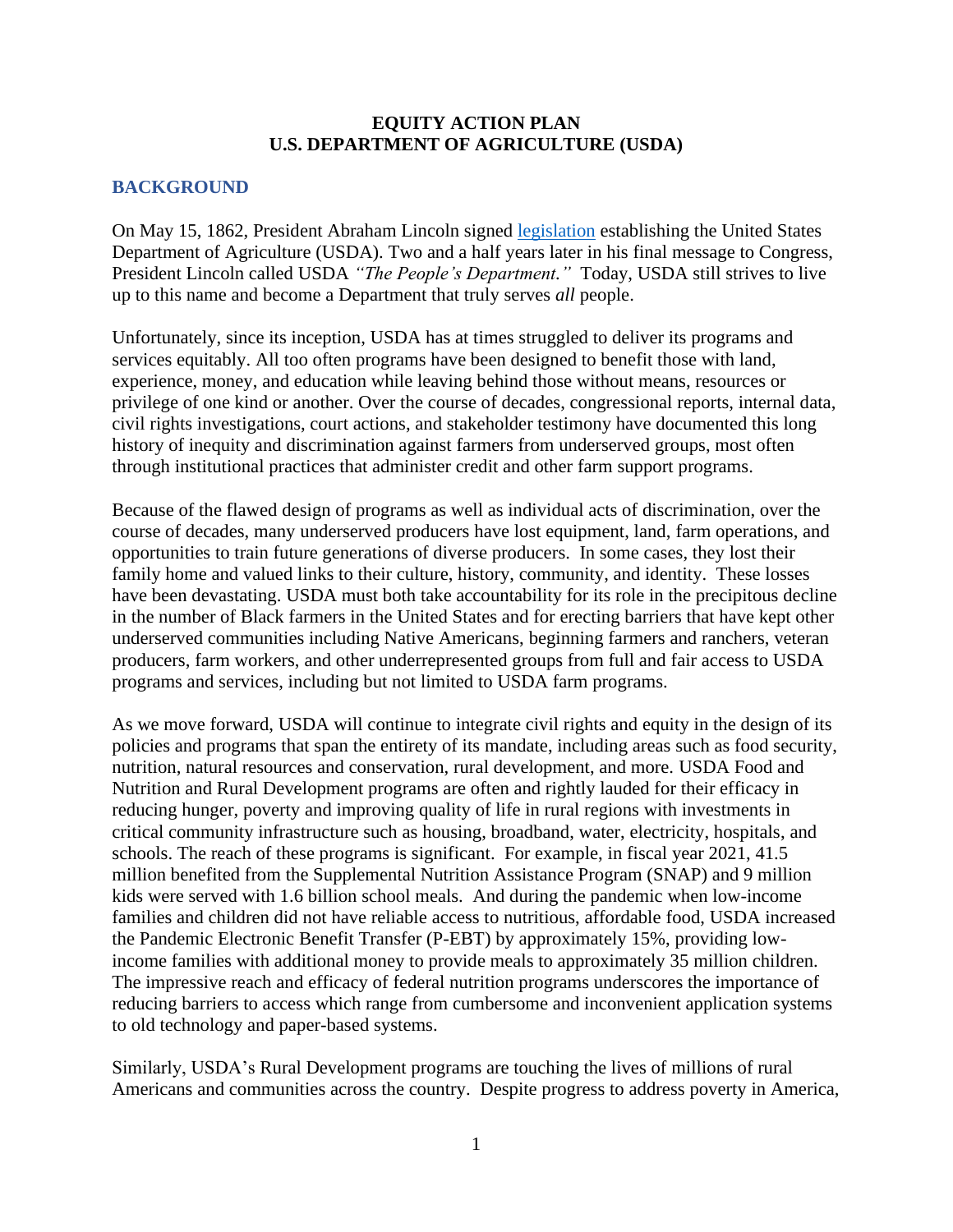**EQUITY ACTION PLAN**
**U.S. DEPARTMENT OF AGRICULTURE (USDA)**

## BACKGROUND

On May 15, 1862, President Abraham Lincoln signed [legislation](#) establishing the United States Department of Agriculture (USDA). Two and a half years later in his final message to Congress, President Lincoln called USDA *"The People's Department."* Today, USDA still strives to live up to this name and become a Department that truly serves *all* people.

Unfortunately, since its inception, USDA has at times struggled to deliver its programs and services equitably. All too often programs have been designed to benefit those with land, experience, money, and education while leaving behind those without means, resources or privilege of one kind or another. Over the course of decades, congressional reports, internal data, civil rights investigations, court actions, and stakeholder testimony have documented this long history of inequity and discrimination against farmers from underserved groups, most often through institutional practices that administer credit and other farm support programs.

Because of the flawed design of programs as well as individual acts of discrimination, over the course of decades, many underserved producers have lost equipment, land, farm operations, and opportunities to train future generations of diverse producers. In some cases, they lost their family home and valued links to their culture, history, community, and identity. These losses have been devastating. USDA must both take accountability for its role in the precipitous decline in the number of Black farmers in the United States and for erecting barriers that have kept other underserved communities including Native Americans, beginning farmers and ranchers, veteran producers, farm workers, and other underrepresented groups from full and fair access to USDA programs and services, including but not limited to USDA farm programs.

As we move forward, USDA will continue to integrate civil rights and equity in the design of its policies and programs that span the entirety of its mandate, including areas such as food security, nutrition, natural resources and conservation, rural development, and more. USDA Food and Nutrition and Rural Development programs are often and rightly lauded for their efficacy in reducing hunger, poverty and improving quality of life in rural regions with investments in critical community infrastructure such as housing, broadband, water, electricity, hospitals, and schools. The reach of these programs is significant. For example, in fiscal year 2021, 41.5 million benefited from the Supplemental Nutrition Assistance Program (SNAP) and 9 million kids were served with 1.6 billion school meals. And during the pandemic when low-income families and children did not have reliable access to nutritious, affordable food, USDA increased the Pandemic Electronic Benefit Transfer (P-EBT) by approximately 15%, providing low-income families with additional money to provide meals to approximately 35 million children. The impressive reach and efficacy of federal nutrition programs underscores the importance of reducing barriers to access which range from cumbersome and inconvenient application systems to old technology and paper-based systems.

Similarly, USDA's Rural Development programs are touching the lives of millions of rural Americans and communities across the country. Despite progress to address poverty in America,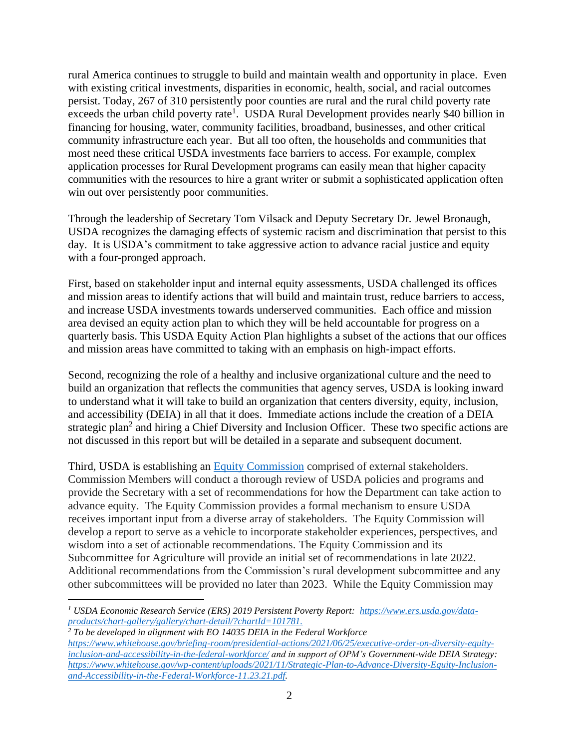rural America continues to struggle to build and maintain wealth and opportunity in place. Even with existing critical investments, disparities in economic, health, social, and racial outcomes persist. Today, 267 of 310 persistently poor counties are rural and the rural child poverty rate exceeds the urban child poverty rate[1]. USDA Rural Development provides nearly $40 billion in financing for housing, water, community facilities, broadband, businesses, and other critical community infrastructure each year. But all too often, the households and communities that most need these critical USDA investments face barriers to access. For example, complex application processes for Rural Development programs can easily mean that higher capacity communities with the resources to hire a grant writer or submit a sophisticated application often win out over persistently poor communities.

Through the leadership of Secretary Tom Vilsack and Deputy Secretary Dr. Jewel Bronaugh, USDA recognizes the damaging effects of systemic racism and discrimination that persist to this day. It is USDA's commitment to take aggressive action to advance racial justice and equity with a four-pronged approach.

First, based on stakeholder input and internal equity assessments, USDA challenged its offices and mission areas to identify actions that will build and maintain trust, reduce barriers to access, and increase USDA investments towards underserved communities. Each office and mission area devised an equity action plan to which they will be held accountable for progress on a quarterly basis. This USDA Equity Action Plan highlights a subset of the actions that our offices and mission areas have committed to taking with an emphasis on high-impact efforts.

Second, recognizing the role of a healthy and inclusive organizational culture and the need to build an organization that reflects the communities that agency serves, USDA is looking inward to understand what it will take to build an organization that centers diversity, equity, inclusion, and accessibility (DEIA) in all that it does. Immediate actions include the creation of a DEIA strategic plan[2] and hiring a Chief Diversity and Inclusion Officer. These two specific actions are not discussed in this report but will be detailed in a separate and subsequent document.

Third, USDA is establishing an [Equity Commission] comprised of external stakeholders. Commission Members will conduct a thorough review of USDA policies and programs and provide the Secretary with a set of recommendations for how the Department can take action to advance equity. The Equity Commission provides a formal mechanism to ensure USDA receives important input from a diverse array of stakeholders. The Equity Commission will develop a report to serve as a vehicle to incorporate stakeholder experiences, perspectives, and wisdom into a set of actionable recommendations. The Equity Commission and its Subcommittee for Agriculture will provide an initial set of recommendations in late 2022. Additional recommendations from the Commission's rural development subcommittee and any other subcommittees will be provided no later than 2023. While the Equity Commission may

---

*[1] USDA Economic Research Service (ERS) 2019 Persistent Poverty Report: https://www.ers.usda.gov/data-products/chart-gallery/gallery/chart-detail/?chartId=101781.*

*[2] To be developed in alignment with EO 14035 DEIA in the Federal Workforce https://www.whitehouse.gov/briefing-room/presidential-actions/2021/06/25/executive-order-on-diversity-equity-inclusion-and-accessibility-in-the-federal-workforce/ and in support of OPM's Government-wide DEIA Strategy: https://www.whitehouse.gov/wp-content/uploads/2021/11/Strategic-Plan-to-Advance-Diversity-Equity-Inclusion-and-Accessibility-in-the-Federal-Workforce-11.23.21.pdf.*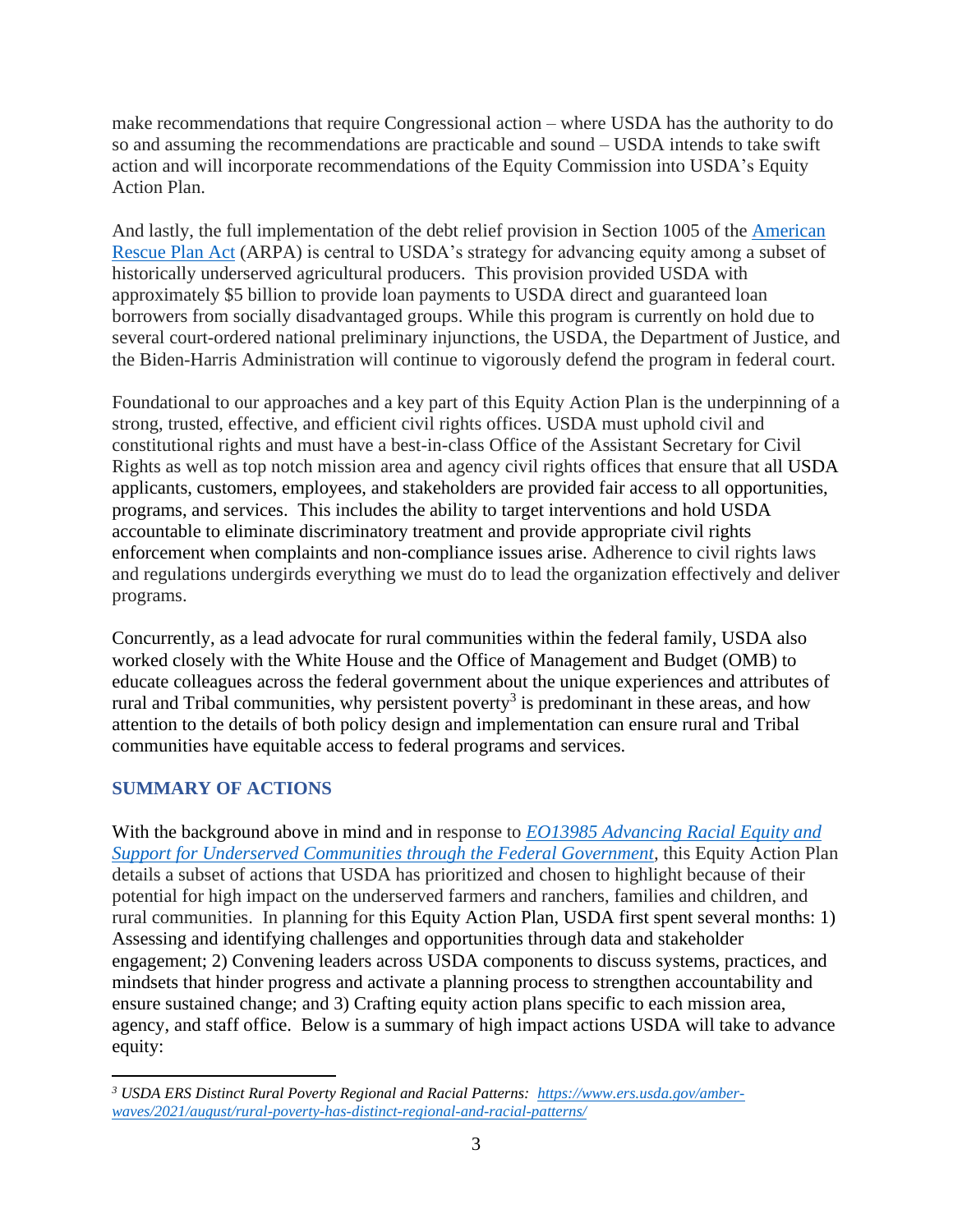make recommendations that require Congressional action – where USDA has the authority to do so and assuming the recommendations are practicable and sound – USDA intends to take swift action and will incorporate recommendations of the Equity Commission into USDA's Equity Action Plan.

And lastly, the full implementation of the debt relief provision in Section 1005 of the [American Rescue Plan Act](#) (ARPA) is central to USDA's strategy for advancing equity among a subset of historically underserved agricultural producers. This provision provided USDA with approximately $5 billion to provide loan payments to USDA direct and guaranteed loan borrowers from socially disadvantaged groups. While this program is currently on hold due to several court-ordered national preliminary injunctions, the USDA, the Department of Justice, and the Biden-Harris Administration will continue to vigorously defend the program in federal court.

Foundational to our approaches and a key part of this Equity Action Plan is the underpinning of a strong, trusted, effective, and efficient civil rights offices. USDA must uphold civil and constitutional rights and must have a best-in-class Office of the Assistant Secretary for Civil Rights as well as top notch mission area and agency civil rights offices that ensure that all USDA applicants, customers, employees, and stakeholders are provided fair access to all opportunities, programs, and services. This includes the ability to target interventions and hold USDA accountable to eliminate discriminatory treatment and provide appropriate civil rights enforcement when complaints and non-compliance issues arise. Adherence to civil rights laws and regulations undergirds everything we must do to lead the organization effectively and deliver programs.

Concurrently, as a lead advocate for rural communities within the federal family, USDA also worked closely with the White House and the Office of Management and Budget (OMB) to educate colleagues across the federal government about the unique experiences and attributes of rural and Tribal communities, why persistent poverty[3] is predominant in these areas, and how attention to the details of both policy design and implementation can ensure rural and Tribal communities have equitable access to federal programs and services.

## SUMMARY OF ACTIONS

With the background above in mind and in response to *[EO13985 Advancing Racial Equity and Support for Underserved Communities through the Federal Government](#)*, this Equity Action Plan details a subset of actions that USDA has prioritized and chosen to highlight because of their potential for high impact on the underserved farmers and ranchers, families and children, and rural communities. In planning for this Equity Action Plan, USDA first spent several months: 1) Assessing and identifying challenges and opportunities through data and stakeholder engagement; 2) Convening leaders across USDA components to discuss systems, practices, and mindsets that hinder progress and activate a planning process to strengthen accountability and ensure sustained change; and 3) Crafting equity action plans specific to each mission area, agency, and staff office. Below is a summary of high impact actions USDA will take to advance equity:

---

[3] *USDA ERS Distinct Rural Poverty Regional and Racial Patterns: https://www.ers.usda.gov/amber-waves/2021/august/rural-poverty-has-distinct-regional-and-racial-patterns/*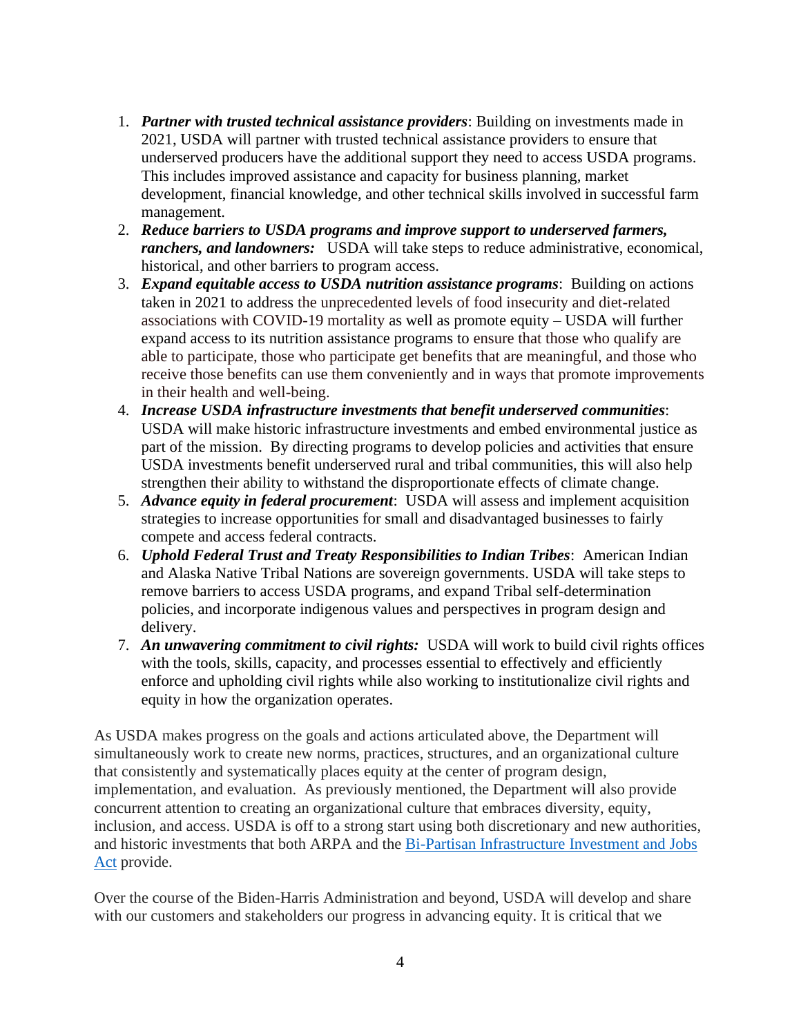1. ***Partner with trusted technical assistance providers***: Building on investments made in 2021, USDA will partner with trusted technical assistance providers to ensure that underserved producers have the additional support they need to access USDA programs. This includes improved assistance and capacity for business planning, market development, financial knowledge, and other technical skills involved in successful farm management.
2. ***Reduce barriers to USDA programs and improve support to underserved farmers, ranchers, and landowners:*** USDA will take steps to reduce administrative, economical, historical, and other barriers to program access.
3. ***Expand equitable access to USDA nutrition assistance programs***: Building on actions taken in 2021 to address the unprecedented levels of food insecurity and diet-related associations with COVID-19 mortality as well as promote equity – USDA will further expand access to its nutrition assistance programs to ensure that those who qualify are able to participate, those who participate get benefits that are meaningful, and those who receive those benefits can use them conveniently and in ways that promote improvements in their health and well-being.
4. ***Increase USDA infrastructure investments that benefit underserved communities***: USDA will make historic infrastructure investments and embed environmental justice as part of the mission. By directing programs to develop policies and activities that ensure USDA investments benefit underserved rural and tribal communities, this will also help strengthen their ability to withstand the disproportionate effects of climate change.
5. ***Advance equity in federal procurement***: USDA will assess and implement acquisition strategies to increase opportunities for small and disadvantaged businesses to fairly compete and access federal contracts.
6. ***Uphold Federal Trust and Treaty Responsibilities to Indian Tribes***: American Indian and Alaska Native Tribal Nations are sovereign governments. USDA will take steps to remove barriers to access USDA programs, and expand Tribal self-determination policies, and incorporate indigenous values and perspectives in program design and delivery.
7. ***An unwavering commitment to civil rights:*** USDA will work to build civil rights offices with the tools, skills, capacity, and processes essential to effectively and efficiently enforce and upholding civil rights while also working to institutionalize civil rights and equity in how the organization operates.

As USDA makes progress on the goals and actions articulated above, the Department will simultaneously work to create new norms, practices, structures, and an organizational culture that consistently and systematically places equity at the center of program design, implementation, and evaluation. As previously mentioned, the Department will also provide concurrent attention to creating an organizational culture that embraces diversity, equity, inclusion, and access. USDA is off to a strong start using both discretionary and new authorities, and historic investments that both ARPA and the Bi-Partisan Infrastructure Investment and Jobs Act provide.

Over the course of the Biden-Harris Administration and beyond, USDA will develop and share with our customers and stakeholders our progress in advancing equity. It is critical that we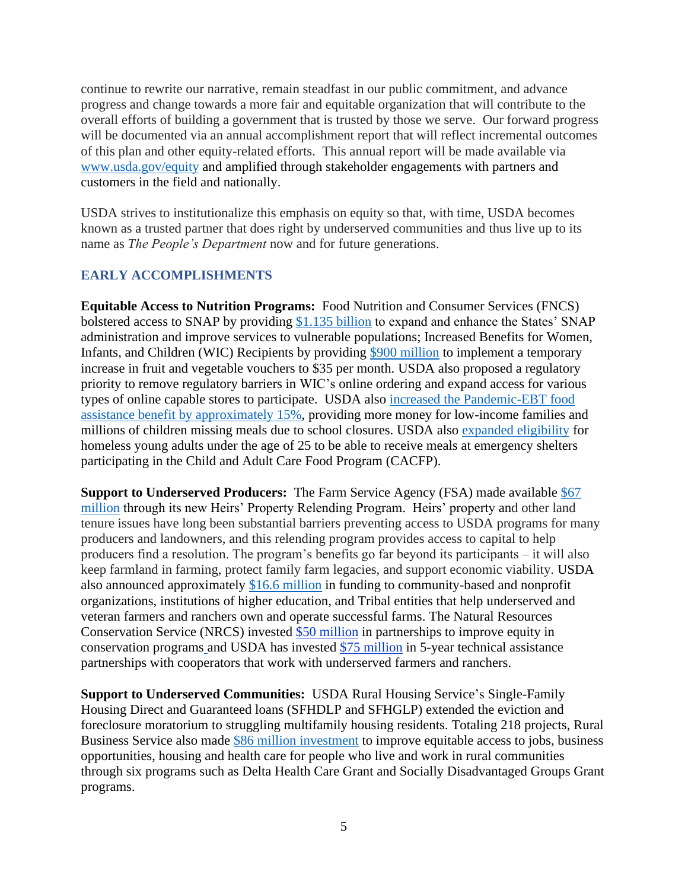continue to rewrite our narrative, remain steadfast in our public commitment, and advance progress and change towards a more fair and equitable organization that will contribute to the overall efforts of building a government that is trusted by those we serve. Our forward progress will be documented via an annual accomplishment report that will reflect incremental outcomes of this plan and other equity-related efforts. This annual report will be made available via www.usda.gov/equity and amplified through stakeholder engagements with partners and customers in the field and nationally.

USDA strives to institutionalize this emphasis on equity so that, with time, USDA becomes known as a trusted partner that does right by underserved communities and thus live up to its name as *The People's Department* now and for future generations.

## EARLY ACCOMPLISHMENTS

**Equitable Access to Nutrition Programs:** Food Nutrition and Consumer Services (FNCS) bolstered access to SNAP by providing $1.135 billion to expand and enhance the States' SNAP administration and improve services to vulnerable populations; Increased Benefits for Women, Infants, and Children (WIC) Recipients by providing $900 million to implement a temporary increase in fruit and vegetable vouchers to $35 per month. USDA also proposed a regulatory priority to remove regulatory barriers in WIC's online ordering and expand access for various types of online capable stores to participate. USDA also increased the Pandemic-EBT food assistance benefit by approximately 15%, providing more money for low-income families and millions of children missing meals due to school closures. USDA also expanded eligibility for homeless young adults under the age of 25 to be able to receive meals at emergency shelters participating in the Child and Adult Care Food Program (CACFP).

**Support to Underserved Producers:** The Farm Service Agency (FSA) made available $67 million through its new Heirs' Property Relending Program. Heirs' property and other land tenure issues have long been substantial barriers preventing access to USDA programs for many producers and landowners, and this relending program provides access to capital to help producers find a resolution. The program's benefits go far beyond its participants – it will also keep farmland in farming, protect family farm legacies, and support economic viability. USDA also announced approximately $16.6 million in funding to community-based and nonprofit organizations, institutions of higher education, and Tribal entities that help underserved and veteran farmers and ranchers own and operate successful farms. The Natural Resources Conservation Service (NRCS) invested $50 million in partnerships to improve equity in conservation programs and USDA has invested $75 million in 5-year technical assistance partnerships with cooperators that work with underserved farmers and ranchers.

**Support to Underserved Communities:** USDA Rural Housing Service's Single-Family Housing Direct and Guaranteed loans (SFHDLP and SFHGLP) extended the eviction and foreclosure moratorium to struggling multifamily housing residents. Totaling 218 projects, Rural Business Service also made $86 million investment to improve equitable access to jobs, business opportunities, housing and health care for people who live and work in rural communities through six programs such as Delta Health Care Grant and Socially Disadvantaged Groups Grant programs.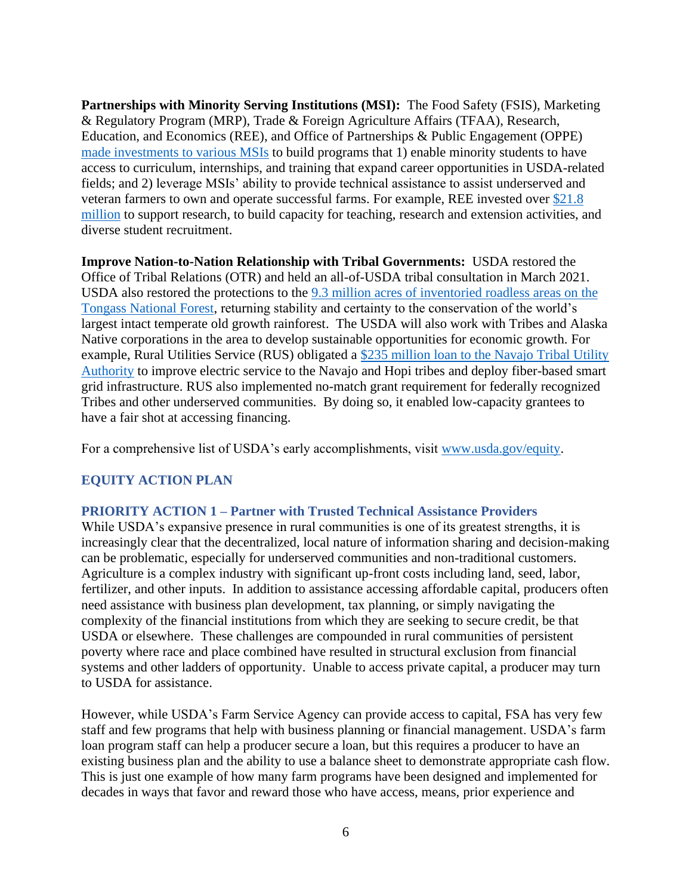**Partnerships with Minority Serving Institutions (MSI):** The Food Safety (FSIS), Marketing & Regulatory Program (MRP), Trade & Foreign Agriculture Affairs (TFAA), Research, Education, and Economics (REE), and Office of Partnerships & Public Engagement (OPPE) made investments to various MSIs to build programs that 1) enable minority students to have access to curriculum, internships, and training that expand career opportunities in USDA-related fields; and 2) leverage MSIs' ability to provide technical assistance to assist underserved and veteran farmers to own and operate successful farms. For example, REE invested over $21.8 million to support research, to build capacity for teaching, research and extension activities, and diverse student recruitment.

**Improve Nation-to-Nation Relationship with Tribal Governments:** USDA restored the Office of Tribal Relations (OTR) and held an all-of-USDA tribal consultation in March 2021. USDA also restored the protections to the 9.3 million acres of inventoried roadless areas on the Tongass National Forest, returning stability and certainty to the conservation of the world's largest intact temperate old growth rainforest. The USDA will also work with Tribes and Alaska Native corporations in the area to develop sustainable opportunities for economic growth. For example, Rural Utilities Service (RUS) obligated a $235 million loan to the Navajo Tribal Utility Authority to improve electric service to the Navajo and Hopi tribes and deploy fiber-based smart grid infrastructure. RUS also implemented no-match grant requirement for federally recognized Tribes and other underserved communities. By doing so, it enabled low-capacity grantees to have a fair shot at accessing financing.

For a comprehensive list of USDA's early accomplishments, visit www.usda.gov/equity.

## EQUITY ACTION PLAN

### PRIORITY ACTION 1 – Partner with Trusted Technical Assistance Providers

While USDA's expansive presence in rural communities is one of its greatest strengths, it is increasingly clear that the decentralized, local nature of information sharing and decision-making can be problematic, especially for underserved communities and non-traditional customers. Agriculture is a complex industry with significant up-front costs including land, seed, labor, fertilizer, and other inputs. In addition to assistance accessing affordable capital, producers often need assistance with business plan development, tax planning, or simply navigating the complexity of the financial institutions from which they are seeking to secure credit, be that USDA or elsewhere. These challenges are compounded in rural communities of persistent poverty where race and place combined have resulted in structural exclusion from financial systems and other ladders of opportunity. Unable to access private capital, a producer may turn to USDA for assistance.

However, while USDA's Farm Service Agency can provide access to capital, FSA has very few staff and few programs that help with business planning or financial management. USDA's farm loan program staff can help a producer secure a loan, but this requires a producer to have an existing business plan and the ability to use a balance sheet to demonstrate appropriate cash flow. This is just one example of how many farm programs have been designed and implemented for decades in ways that favor and reward those who have access, means, prior experience and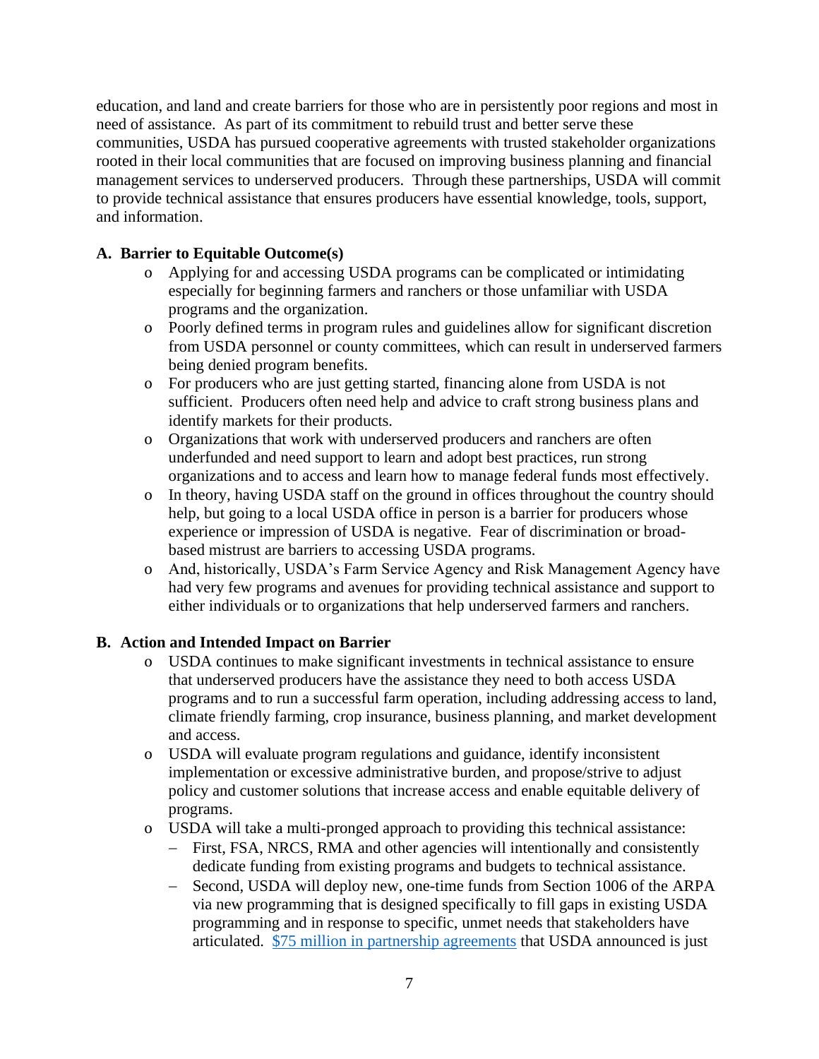education, and land and create barriers for those who are in persistently poor regions and most in need of assistance. As part of its commitment to rebuild trust and better serve these communities, USDA has pursued cooperative agreements with trusted stakeholder organizations rooted in their local communities that are focused on improving business planning and financial management services to underserved producers. Through these partnerships, USDA will commit to provide technical assistance that ensures producers have essential knowledge, tools, support, and information.

### A. Barrier to Equitable Outcome(s)

- Applying for and accessing USDA programs can be complicated or intimidating especially for beginning farmers and ranchers or those unfamiliar with USDA programs and the organization.
- Poorly defined terms in program rules and guidelines allow for significant discretion from USDA personnel or county committees, which can result in underserved farmers being denied program benefits.
- For producers who are just getting started, financing alone from USDA is not sufficient. Producers often need help and advice to craft strong business plans and identify markets for their products.
- Organizations that work with underserved producers and ranchers are often underfunded and need support to learn and adopt best practices, run strong organizations and to access and learn how to manage federal funds most effectively.
- In theory, having USDA staff on the ground in offices throughout the country should help, but going to a local USDA office in person is a barrier for producers whose experience or impression of USDA is negative. Fear of discrimination or broad-based mistrust are barriers to accessing USDA programs.
- And, historically, USDA's Farm Service Agency and Risk Management Agency have had very few programs and avenues for providing technical assistance and support to either individuals or to organizations that help underserved farmers and ranchers.

### B. Action and Intended Impact on Barrier

- USDA continues to make significant investments in technical assistance to ensure that underserved producers have the assistance they need to both access USDA programs and to run a successful farm operation, including addressing access to land, climate friendly farming, crop insurance, business planning, and market development and access.
- USDA will evaluate program regulations and guidance, identify inconsistent implementation or excessive administrative burden, and propose/strive to adjust policy and customer solutions that increase access and enable equitable delivery of programs.
- USDA will take a multi-pronged approach to providing this technical assistance:
  - First, FSA, NRCS, RMA and other agencies will intentionally and consistently dedicate funding from existing programs and budgets to technical assistance.
  - Second, USDA will deploy new, one-time funds from Section 1006 of the ARPA via new programming that is designed specifically to fill gaps in existing USDA programming and in response to specific, unmet needs that stakeholders have articulated. $75 million in partnership agreements that USDA announced is just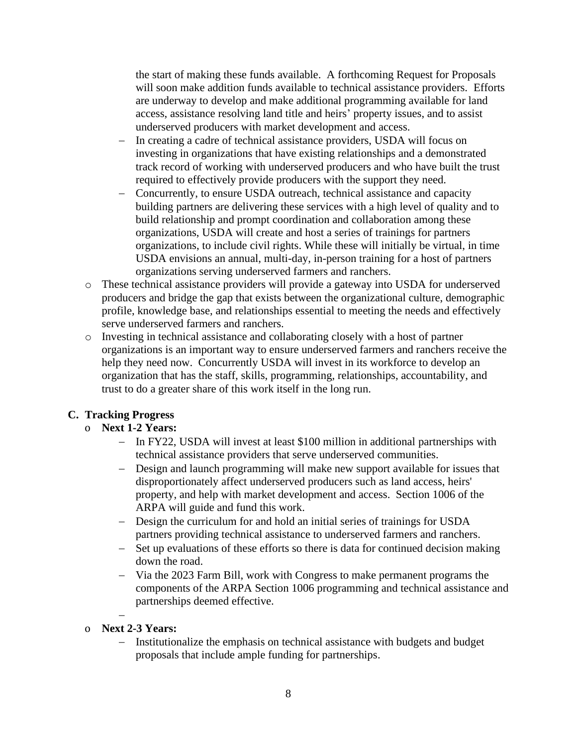the start of making these funds available. A forthcoming Request for Proposals will soon make addition funds available to technical assistance providers. Efforts are underway to develop and make additional programming available for land access, assistance resolving land title and heirs' property issues, and to assist underserved producers with market development and access.

  - In creating a cadre of technical assistance providers, USDA will focus on investing in organizations that have existing relationships and a demonstrated track record of working with underserved producers and who have built the trust required to effectively provide producers with the support they need.
  - Concurrently, to ensure USDA outreach, technical assistance and capacity building partners are delivering these services with a high level of quality and to build relationship and prompt coordination and collaboration among these organizations, USDA will create and host a series of trainings for partners organizations, to include civil rights. While these will initially be virtual, in time USDA envisions an annual, multi-day, in-person training for a host of partners organizations serving underserved farmers and ranchers.
- These technical assistance providers will provide a gateway into USDA for underserved producers and bridge the gap that exists between the organizational culture, demographic profile, knowledge base, and relationships essential to meeting the needs and effectively serve underserved farmers and ranchers.
- Investing in technical assistance and collaborating closely with a host of partner organizations is an important way to ensure underserved farmers and ranchers receive the help they need now. Concurrently USDA will invest in its workforce to develop an organization that has the staff, skills, programming, relationships, accountability, and trust to do a greater share of this work itself in the long run.

**C. Tracking Progress**

- **Next 1-2 Years:**
  - In FY22, USDA will invest at least $100 million in additional partnerships with technical assistance providers that serve underserved communities.
  - Design and launch programming will make new support available for issues that disproportionately affect underserved producers such as land access, heirs' property, and help with market development and access. Section 1006 of the ARPA will guide and fund this work.
  - Design the curriculum for and hold an initial series of trainings for USDA partners providing technical assistance to underserved farmers and ranchers.
  - Set up evaluations of these efforts so there is data for continued decision making down the road.
  - Via the 2023 Farm Bill, work with Congress to make permanent programs the components of the ARPA Section 1006 programming and technical assistance and partnerships deemed effective.
- **Next 2-3 Years:**
  - Institutionalize the emphasis on technical assistance with budgets and budget proposals that include ample funding for partnerships.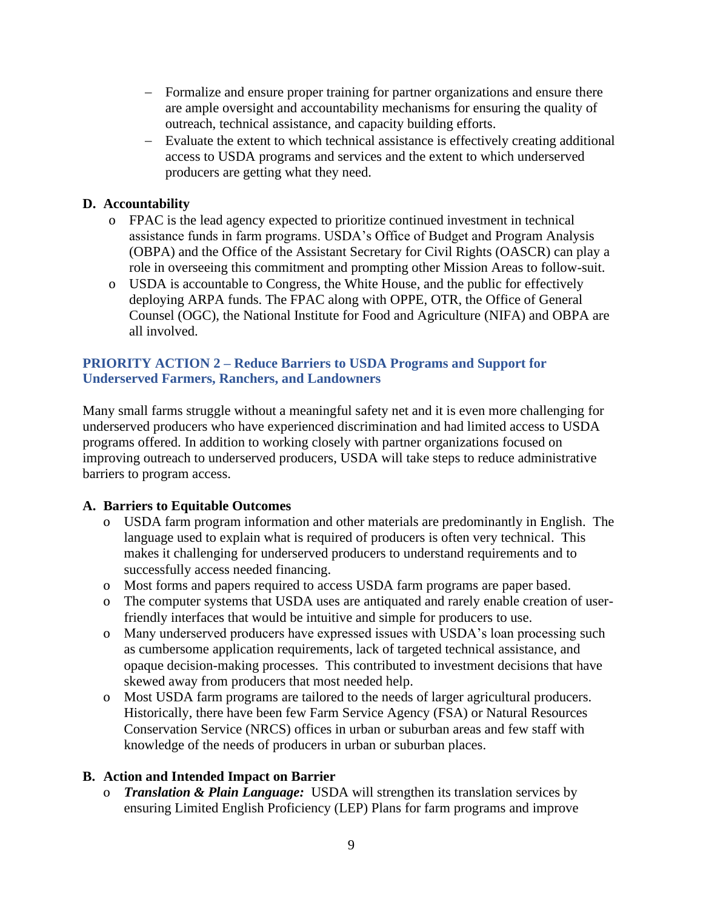- Formalize and ensure proper training for partner organizations and ensure there are ample oversight and accountability mechanisms for ensuring the quality of outreach, technical assistance, and capacity building efforts.
- Evaluate the extent to which technical assistance is effectively creating additional access to USDA programs and services and the extent to which underserved producers are getting what they need.

### D. Accountability

- FPAC is the lead agency expected to prioritize continued investment in technical assistance funds in farm programs. USDA's Office of Budget and Program Analysis (OBPA) and the Office of the Assistant Secretary for Civil Rights (OASCR) can play a role in overseeing this commitment and prompting other Mission Areas to follow-suit.
- USDA is accountable to Congress, the White House, and the public for effectively deploying ARPA funds. The FPAC along with OPPE, OTR, the Office of General Counsel (OGC), the National Institute for Food and Agriculture (NIFA) and OBPA are all involved.

## PRIORITY ACTION 2 – Reduce Barriers to USDA Programs and Support for Underserved Farmers, Ranchers, and Landowners

Many small farms struggle without a meaningful safety net and it is even more challenging for underserved producers who have experienced discrimination and had limited access to USDA programs offered. In addition to working closely with partner organizations focused on improving outreach to underserved producers, USDA will take steps to reduce administrative barriers to program access.

### A. Barriers to Equitable Outcomes

- USDA farm program information and other materials are predominantly in English. The language used to explain what is required of producers is often very technical. This makes it challenging for underserved producers to understand requirements and to successfully access needed financing.
- Most forms and papers required to access USDA farm programs are paper based.
- The computer systems that USDA uses are antiquated and rarely enable creation of user-friendly interfaces that would be intuitive and simple for producers to use.
- Many underserved producers have expressed issues with USDA's loan processing such as cumbersome application requirements, lack of targeted technical assistance, and opaque decision-making processes. This contributed to investment decisions that have skewed away from producers that most needed help.
- Most USDA farm programs are tailored to the needs of larger agricultural producers. Historically, there have been few Farm Service Agency (FSA) or Natural Resources Conservation Service (NRCS) offices in urban or suburban areas and few staff with knowledge of the needs of producers in urban or suburban places.

### B. Action and Intended Impact on Barrier

- ***Translation & Plain Language:*** USDA will strengthen its translation services by ensuring Limited English Proficiency (LEP) Plans for farm programs and improve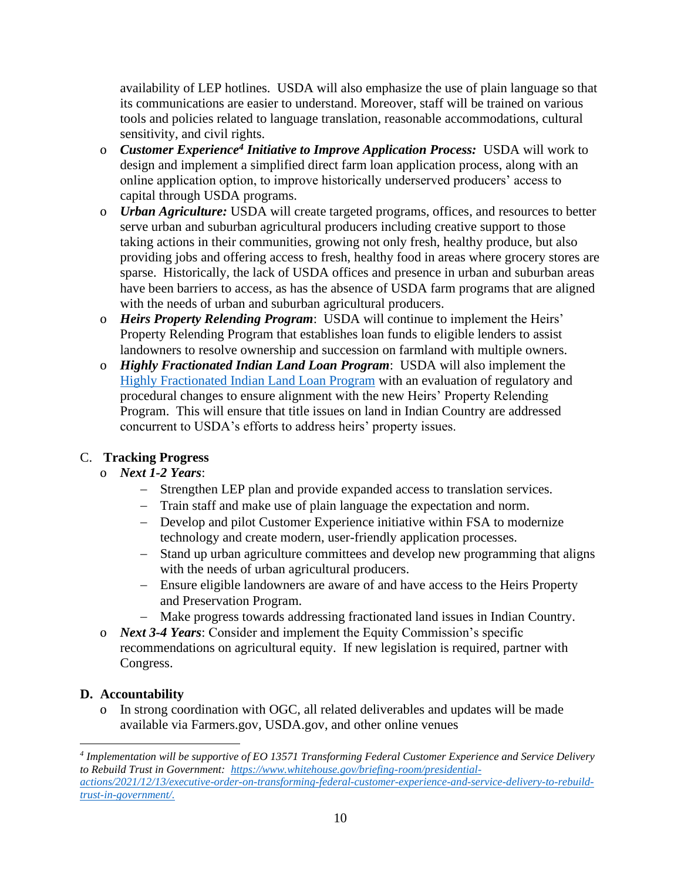availability of LEP hotlines. USDA will also emphasize the use of plain language so that its communications are easier to understand. Moreover, staff will be trained on various tools and policies related to language translation, reasonable accommodations, cultural sensitivity, and civil rights.

- ***Customer Experience[4] Initiative to Improve Application Process:*** USDA will work to design and implement a simplified direct farm loan application process, along with an online application option, to improve historically underserved producers' access to capital through USDA programs.
- ***Urban Agriculture:*** USDA will create targeted programs, offices, and resources to better serve urban and suburban agricultural producers including creative support to those taking actions in their communities, growing not only fresh, healthy produce, but also providing jobs and offering access to fresh, healthy food in areas where grocery stores are sparse. Historically, the lack of USDA offices and presence in urban and suburban areas have been barriers to access, as has the absence of USDA farm programs that are aligned with the needs of urban and suburban agricultural producers.
- ***Heirs Property Relending Program***: USDA will continue to implement the Heirs' Property Relending Program that establishes loan funds to eligible lenders to assist landowners to resolve ownership and succession on farmland with multiple owners.
- ***Highly Fractionated Indian Land Loan Program***: USDA will also implement the Highly Fractionated Indian Land Loan Program with an evaluation of regulatory and procedural changes to ensure alignment with the new Heirs' Property Relending Program. This will ensure that title issues on land in Indian Country are addressed concurrent to USDA's efforts to address heirs' property issues.

## C. Tracking Progress

- ***Next 1-2 Years***:
  - Strengthen LEP plan and provide expanded access to translation services.
  - Train staff and make use of plain language the expectation and norm.
  - Develop and pilot Customer Experience initiative within FSA to modernize technology and create modern, user-friendly application processes.
  - Stand up urban agriculture committees and develop new programming that aligns with the needs of urban agricultural producers.
  - Ensure eligible landowners are aware of and have access to the Heirs Property and Preservation Program.
  - Make progress towards addressing fractionated land issues in Indian Country.
- ***Next 3-4 Years***: Consider and implement the Equity Commission's specific recommendations on agricultural equity. If new legislation is required, partner with Congress.

## D. Accountability

- In strong coordination with OGC, all related deliverables and updates will be made available via Farmers.gov, USDA.gov, and other online venues

---

[4] *Implementation will be supportive of EO 13571 Transforming Federal Customer Experience and Service Delivery to Rebuild Trust in Government: https://www.whitehouse.gov/briefing-room/presidential-actions/2021/12/13/executive-order-on-transforming-federal-customer-experience-and-service-delivery-to-rebuild-trust-in-government/.*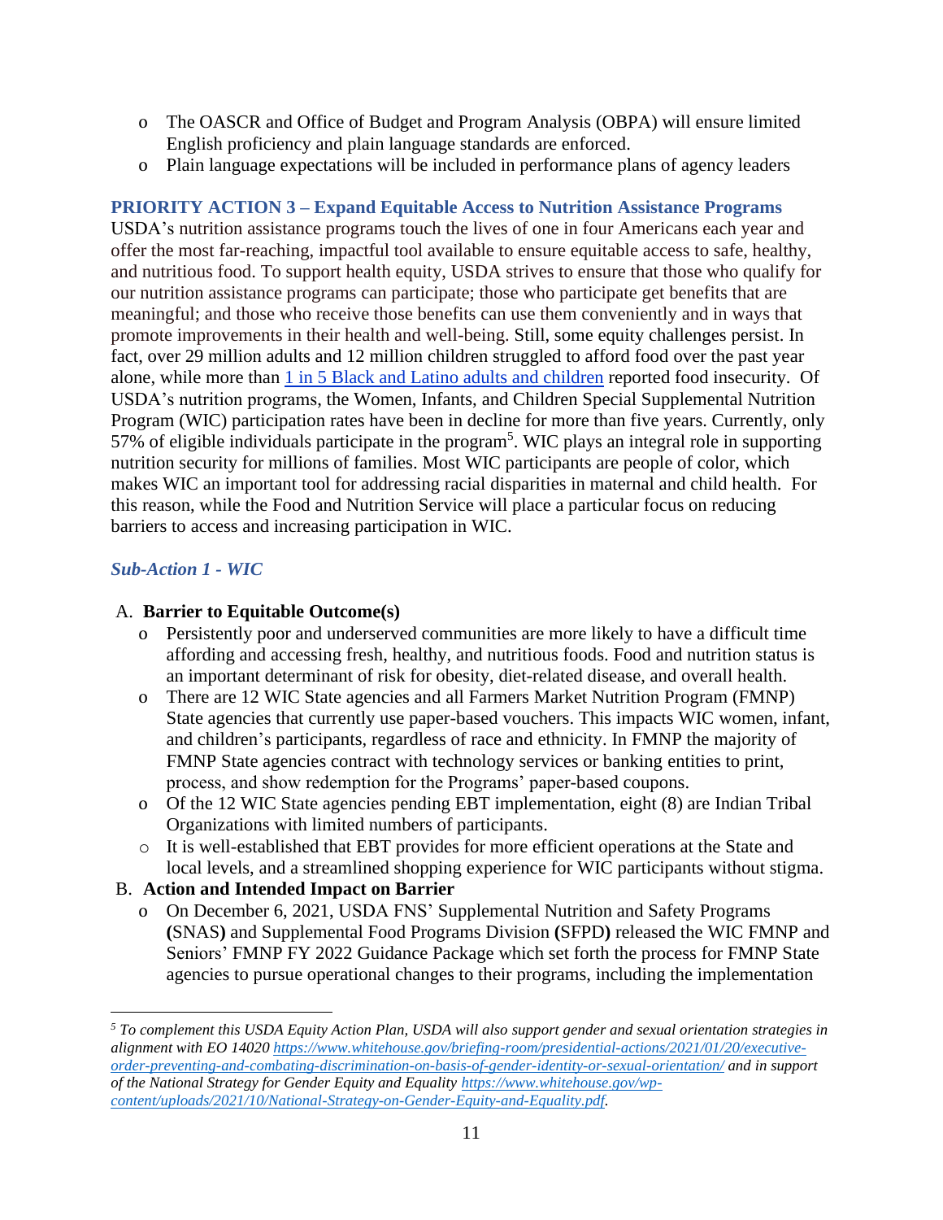- The OASCR and Office of Budget and Program Analysis (OBPA) will ensure limited English proficiency and plain language standards are enforced.
- Plain language expectations will be included in performance plans of agency leaders

### PRIORITY ACTION 3 – Expand Equitable Access to Nutrition Assistance Programs

USDA's nutrition assistance programs touch the lives of one in four Americans each year and offer the most far-reaching, impactful tool available to ensure equitable access to safe, healthy, and nutritious food. To support health equity, USDA strives to ensure that those who qualify for our nutrition assistance programs can participate; those who participate get benefits that are meaningful; and those who receive those benefits can use them conveniently and in ways that promote improvements in their health and well-being. Still, some equity challenges persist. In fact, over 29 million adults and 12 million children struggled to afford food over the past year alone, while more than 1 in 5 Black and Latino adults and children reported food insecurity. Of USDA's nutrition programs, the Women, Infants, and Children Special Supplemental Nutrition Program (WIC) participation rates have been in decline for more than five years. Currently, only 57% of eligible individuals participate in the program[5]. WIC plays an integral role in supporting nutrition security for millions of families. Most WIC participants are people of color, which makes WIC an important tool for addressing racial disparities in maternal and child health. For this reason, while the Food and Nutrition Service will place a particular focus on reducing barriers to access and increasing participation in WIC.

#### *Sub-Action 1 - WIC*

A. **Barrier to Equitable Outcome(s)**
   - Persistently poor and underserved communities are more likely to have a difficult time affording and accessing fresh, healthy, and nutritious foods. Food and nutrition status is an important determinant of risk for obesity, diet-related disease, and overall health.
   - There are 12 WIC State agencies and all Farmers Market Nutrition Program (FMNP) State agencies that currently use paper-based vouchers. This impacts WIC women, infant, and children's participants, regardless of race and ethnicity. In FMNP the majority of FMNP State agencies contract with technology services or banking entities to print, process, and show redemption for the Programs' paper-based coupons.
   - Of the 12 WIC State agencies pending EBT implementation, eight (8) are Indian Tribal Organizations with limited numbers of participants.
   - It is well-established that EBT provides for more efficient operations at the State and local levels, and a streamlined shopping experience for WIC participants without stigma.

B. **Action and Intended Impact on Barrier**
   - On December 6, 2021, USDA FNS' Supplemental Nutrition and Safety Programs **(**SNAS**)** and Supplemental Food Programs Division **(**SFPD**)** released the WIC FMNP and Seniors' FMNP FY 2022 Guidance Package which set forth the process for FMNP State agencies to pursue operational changes to their programs, including the implementation

---

[5] *To complement this USDA Equity Action Plan, USDA will also support gender and sexual orientation strategies in alignment with EO 14020 https://www.whitehouse.gov/briefing-room/presidential-actions/2021/01/20/executive-order-preventing-and-combating-discrimination-on-basis-of-gender-identity-or-sexual-orientation/ and in support of the National Strategy for Gender Equity and Equality https://www.whitehouse.gov/wp-content/uploads/2021/10/National-Strategy-on-Gender-Equity-and-Equality.pdf.*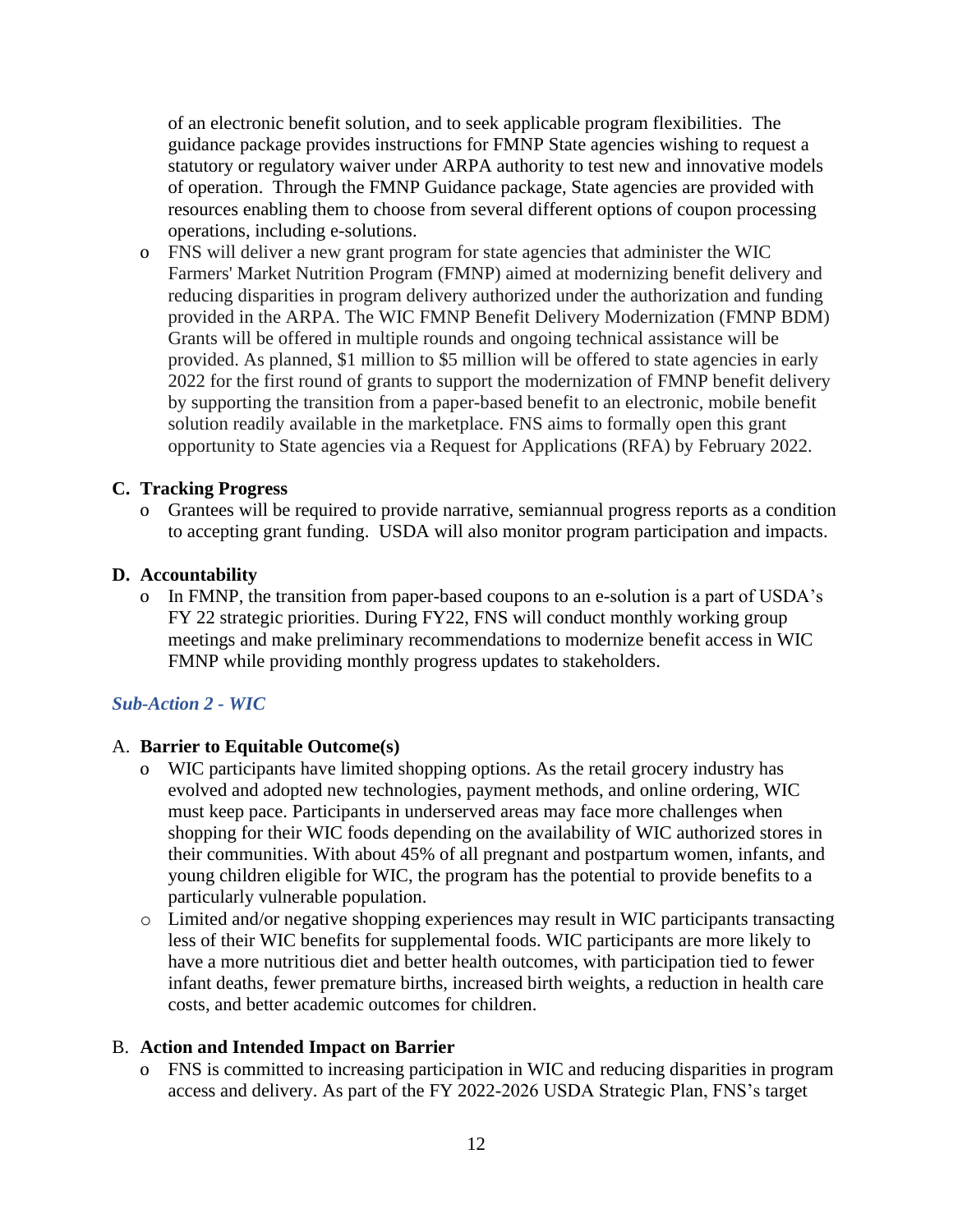of an electronic benefit solution, and to seek applicable program flexibilities. The guidance package provides instructions for FMNP State agencies wishing to request a statutory or regulatory waiver under ARPA authority to test new and innovative models of operation. Through the FMNP Guidance package, State agencies are provided with resources enabling them to choose from several different options of coupon processing operations, including e-solutions.

- FNS will deliver a new grant program for state agencies that administer the WIC Farmers' Market Nutrition Program (FMNP) aimed at modernizing benefit delivery and reducing disparities in program delivery authorized under the authorization and funding provided in the ARPA. The WIC FMNP Benefit Delivery Modernization (FMNP BDM) Grants will be offered in multiple rounds and ongoing technical assistance will be provided. As planned, $1 million to $5 million will be offered to state agencies in early 2022 for the first round of grants to support the modernization of FMNP benefit delivery by supporting the transition from a paper-based benefit to an electronic, mobile benefit solution readily available in the marketplace. FNS aims to formally open this grant opportunity to State agencies via a Request for Applications (RFA) by February 2022.

**C. Tracking Progress**

- Grantees will be required to provide narrative, semiannual progress reports as a condition to accepting grant funding. USDA will also monitor program participation and impacts.

**D. Accountability**

- In FMNP, the transition from paper-based coupons to an e-solution is a part of USDA's FY 22 strategic priorities. During FY22, FNS will conduct monthly working group meetings and make preliminary recommendations to modernize benefit access in WIC FMNP while providing monthly progress updates to stakeholders.

### *Sub-Action 2 - WIC*

A. **Barrier to Equitable Outcome(s)**

- WIC participants have limited shopping options. As the retail grocery industry has evolved and adopted new technologies, payment methods, and online ordering, WIC must keep pace. Participants in underserved areas may face more challenges when shopping for their WIC foods depending on the availability of WIC authorized stores in their communities. With about 45% of all pregnant and postpartum women, infants, and young children eligible for WIC, the program has the potential to provide benefits to a particularly vulnerable population.
- Limited and/or negative shopping experiences may result in WIC participants transacting less of their WIC benefits for supplemental foods. WIC participants are more likely to have a more nutritious diet and better health outcomes, with participation tied to fewer infant deaths, fewer premature births, increased birth weights, a reduction in health care costs, and better academic outcomes for children.

B. **Action and Intended Impact on Barrier**

- FNS is committed to increasing participation in WIC and reducing disparities in program access and delivery. As part of the FY 2022-2026 USDA Strategic Plan, FNS's target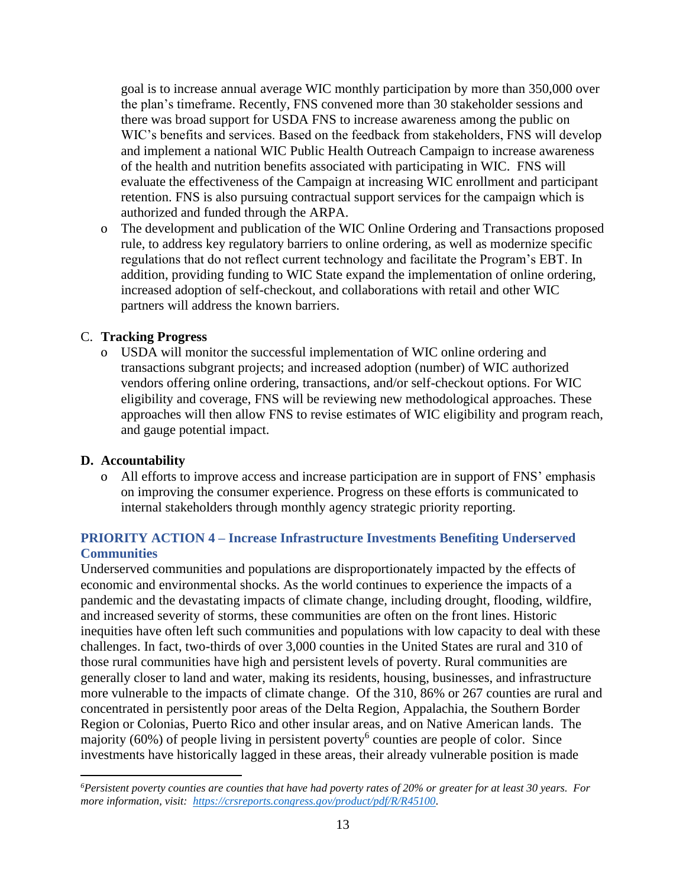goal is to increase annual average WIC monthly participation by more than 350,000 over the plan's timeframe. Recently, FNS convened more than 30 stakeholder sessions and there was broad support for USDA FNS to increase awareness among the public on WIC's benefits and services. Based on the feedback from stakeholders, FNS will develop and implement a national WIC Public Health Outreach Campaign to increase awareness of the health and nutrition benefits associated with participating in WIC. FNS will evaluate the effectiveness of the Campaign at increasing WIC enrollment and participant retention. FNS is also pursuing contractual support services for the campaign which is authorized and funded through the ARPA.

- The development and publication of the WIC Online Ordering and Transactions proposed rule, to address key regulatory barriers to online ordering, as well as modernize specific regulations that do not reflect current technology and facilitate the Program's EBT. In addition, providing funding to WIC State expand the implementation of online ordering, increased adoption of self-checkout, and collaborations with retail and other WIC partners will address the known barriers.

C. **Tracking Progress**

- USDA will monitor the successful implementation of WIC online ordering and transactions subgrant projects; and increased adoption (number) of WIC authorized vendors offering online ordering, transactions, and/or self-checkout options. For WIC eligibility and coverage, FNS will be reviewing new methodological approaches. These approaches will then allow FNS to revise estimates of WIC eligibility and program reach, and gauge potential impact.

**D. Accountability**

- All efforts to improve access and increase participation are in support of FNS' emphasis on improving the consumer experience. Progress on these efforts is communicated to internal stakeholders through monthly agency strategic priority reporting.

### PRIORITY ACTION 4 – Increase Infrastructure Investments Benefiting Underserved Communities

Underserved communities and populations are disproportionately impacted by the effects of economic and environmental shocks. As the world continues to experience the impacts of a pandemic and the devastating impacts of climate change, including drought, flooding, wildfire, and increased severity of storms, these communities are often on the front lines. Historic inequities have often left such communities and populations with low capacity to deal with these challenges. In fact, two-thirds of over 3,000 counties in the United States are rural and 310 of those rural communities have high and persistent levels of poverty. Rural communities are generally closer to land and water, making its residents, housing, businesses, and infrastructure more vulnerable to the impacts of climate change. Of the 310, 86% or 267 counties are rural and concentrated in persistently poor areas of the Delta Region, Appalachia, the Southern Border Region or Colonias, Puerto Rico and other insular areas, and on Native American lands. The majority (60%) of people living in persistent poverty[6] counties are people of color. Since investments have historically lagged in these areas, their already vulnerable position is made

[6] *Persistent poverty counties are counties that have had poverty rates of 20% or greater for at least 30 years. For more information, visit: [https://crsreports.congress.gov/product/pdf/R/R45100](https://crsreports.congress.gov/product/pdf/R/R45100).*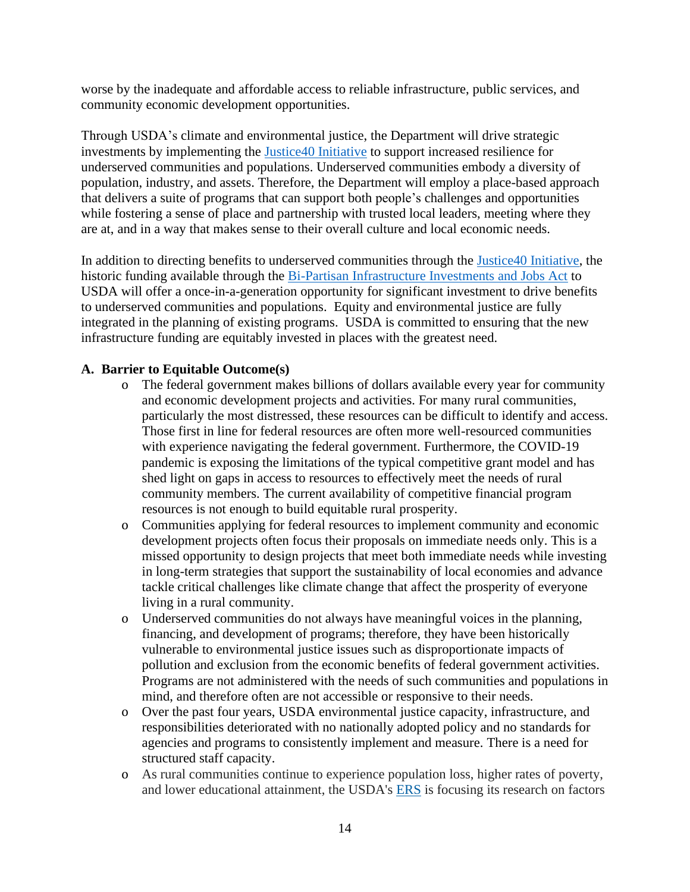worse by the inadequate and affordable access to reliable infrastructure, public services, and community economic development opportunities.

Through USDA's climate and environmental justice, the Department will drive strategic investments by implementing the [Justice40 Initiative] to support increased resilience for underserved communities and populations. Underserved communities embody a diversity of population, industry, and assets. Therefore, the Department will employ a place-based approach that delivers a suite of programs that can support both people's challenges and opportunities while fostering a sense of place and partnership with trusted local leaders, meeting where they are at, and in a way that makes sense to their overall culture and local economic needs.

In addition to directing benefits to underserved communities through the [Justice40 Initiative], the historic funding available through the [Bi-Partisan Infrastructure Investments and Jobs Act] to USDA will offer a once-in-a-generation opportunity for significant investment to drive benefits to underserved communities and populations. Equity and environmental justice are fully integrated in the planning of existing programs. USDA is committed to ensuring that the new infrastructure funding are equitably invested in places with the greatest need.

**A. Barrier to Equitable Outcome(s)**

- The federal government makes billions of dollars available every year for community and economic development projects and activities. For many rural communities, particularly the most distressed, these resources can be difficult to identify and access. Those first in line for federal resources are often more well-resourced communities with experience navigating the federal government. Furthermore, the COVID-19 pandemic is exposing the limitations of the typical competitive grant model and has shed light on gaps in access to resources to effectively meet the needs of rural community members. The current availability of competitive financial program resources is not enough to build equitable rural prosperity.
- Communities applying for federal resources to implement community and economic development projects often focus their proposals on immediate needs only. This is a missed opportunity to design projects that meet both immediate needs while investing in long-term strategies that support the sustainability of local economies and advance tackle critical challenges like climate change that affect the prosperity of everyone living in a rural community.
- Underserved communities do not always have meaningful voices in the planning, financing, and development of programs; therefore, they have been historically vulnerable to environmental justice issues such as disproportionate impacts of pollution and exclusion from the economic benefits of federal government activities. Programs are not administered with the needs of such communities and populations in mind, and therefore often are not accessible or responsive to their needs.
- Over the past four years, USDA environmental justice capacity, infrastructure, and responsibilities deteriorated with no nationally adopted policy and no standards for agencies and programs to consistently implement and measure. There is a need for structured staff capacity.
- As rural communities continue to experience population loss, higher rates of poverty, and lower educational attainment, the USDA's [ERS] is focusing its research on factors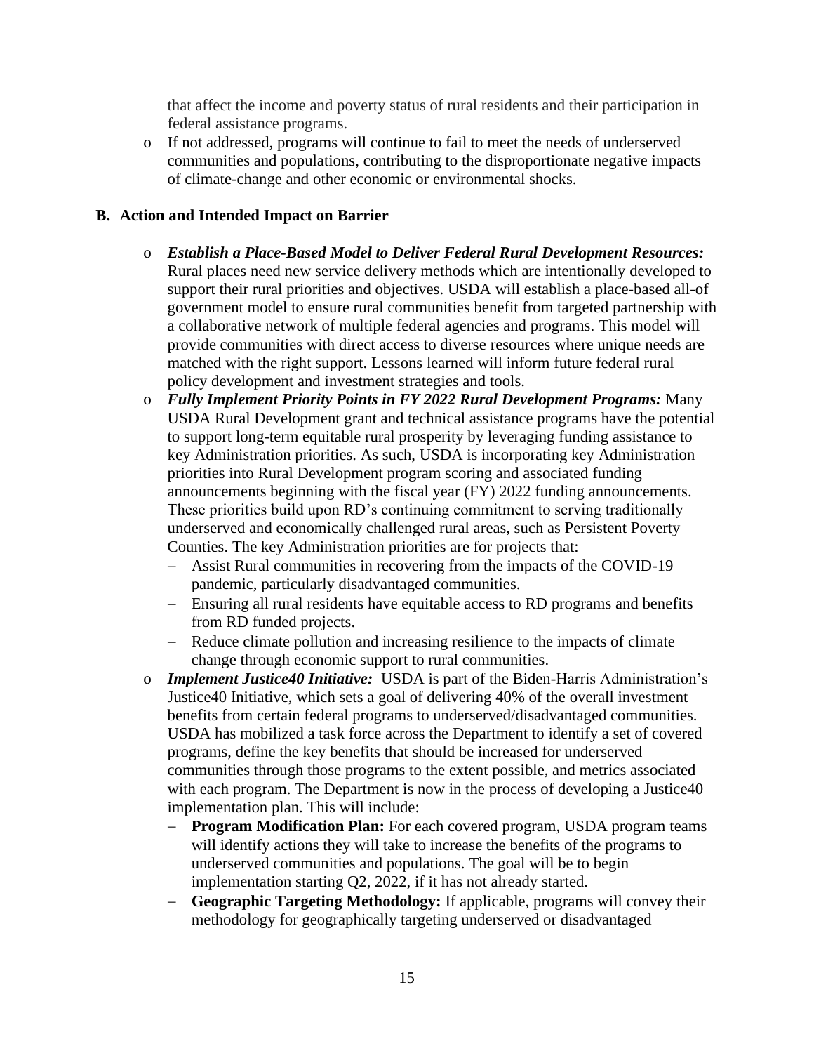that affect the income and poverty status of rural residents and their participation in federal assistance programs.

- If not addressed, programs will continue to fail to meet the needs of underserved communities and populations, contributing to the disproportionate negative impacts of climate-change and other economic or environmental shocks.

### B. Action and Intended Impact on Barrier

- ***Establish a Place-Based Model to Deliver Federal Rural Development Resources:*** Rural places need new service delivery methods which are intentionally developed to support their rural priorities and objectives. USDA will establish a place-based all-of government model to ensure rural communities benefit from targeted partnership with a collaborative network of multiple federal agencies and programs. This model will provide communities with direct access to diverse resources where unique needs are matched with the right support. Lessons learned will inform future federal rural policy development and investment strategies and tools.
- ***Fully Implement Priority Points in FY 2022 Rural Development Programs:*** Many USDA Rural Development grant and technical assistance programs have the potential to support long-term equitable rural prosperity by leveraging funding assistance to key Administration priorities. As such, USDA is incorporating key Administration priorities into Rural Development program scoring and associated funding announcements beginning with the fiscal year (FY) 2022 funding announcements. These priorities build upon RD's continuing commitment to serving traditionally underserved and economically challenged rural areas, such as Persistent Poverty Counties. The key Administration priorities are for projects that:
  - Assist Rural communities in recovering from the impacts of the COVID-19 pandemic, particularly disadvantaged communities.
  - Ensuring all rural residents have equitable access to RD programs and benefits from RD funded projects.
  - Reduce climate pollution and increasing resilience to the impacts of climate change through economic support to rural communities.
- ***Implement Justice40 Initiative:*** USDA is part of the Biden-Harris Administration's Justice40 Initiative, which sets a goal of delivering 40% of the overall investment benefits from certain federal programs to underserved/disadvantaged communities. USDA has mobilized a task force across the Department to identify a set of covered programs, define the key benefits that should be increased for underserved communities through those programs to the extent possible, and metrics associated with each program. The Department is now in the process of developing a Justice40 implementation plan. This will include:
  - **Program Modification Plan:** For each covered program, USDA program teams will identify actions they will take to increase the benefits of the programs to underserved communities and populations. The goal will be to begin implementation starting Q2, 2022, if it has not already started.
  - **Geographic Targeting Methodology:** If applicable, programs will convey their methodology for geographically targeting underserved or disadvantaged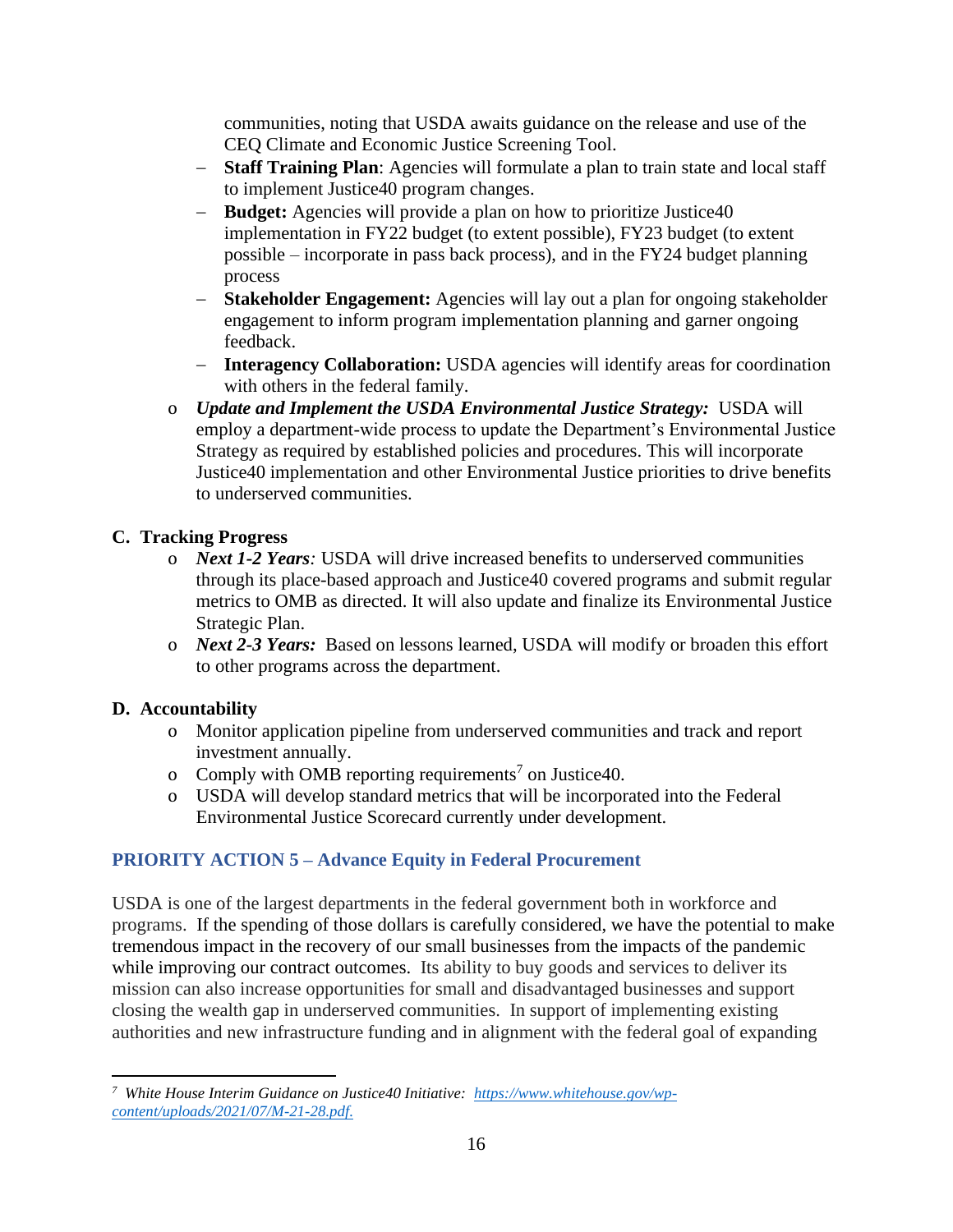communities, noting that USDA awaits guidance on the release and use of the CEQ Climate and Economic Justice Screening Tool.

- **Staff Training Plan**: Agencies will formulate a plan to train state and local staff to implement Justice40 program changes.
- **Budget:** Agencies will provide a plan on how to prioritize Justice40 implementation in FY22 budget (to extent possible), FY23 budget (to extent possible – incorporate in pass back process), and in the FY24 budget planning process
- **Stakeholder Engagement:** Agencies will lay out a plan for ongoing stakeholder engagement to inform program implementation planning and garner ongoing feedback.
- **Interagency Collaboration:** USDA agencies will identify areas for coordination with others in the federal family.

- ***Update and Implement the USDA Environmental Justice Strategy:*** USDA will employ a department-wide process to update the Department's Environmental Justice Strategy as required by established policies and procedures. This will incorporate Justice40 implementation and other Environmental Justice priorities to drive benefits to underserved communities.

### C. Tracking Progress

- ***Next 1-2 Years****:* USDA will drive increased benefits to underserved communities through its place-based approach and Justice40 covered programs and submit regular metrics to OMB as directed. It will also update and finalize its Environmental Justice Strategic Plan.
- ***Next 2-3 Years:*** Based on lessons learned, USDA will modify or broaden this effort to other programs across the department.

### D. Accountability

- Monitor application pipeline from underserved communities and track and report investment annually.
- Comply with OMB reporting requirements[7] on Justice40.
- USDA will develop standard metrics that will be incorporated into the Federal Environmental Justice Scorecard currently under development.

## PRIORITY ACTION 5 – Advance Equity in Federal Procurement

USDA is one of the largest departments in the federal government both in workforce and programs. If the spending of those dollars is carefully considered, we have the potential to make tremendous impact in the recovery of our small businesses from the impacts of the pandemic while improving our contract outcomes. Its ability to buy goods and services to deliver its mission can also increase opportunities for small and disadvantaged businesses and support closing the wealth gap in underserved communities. In support of implementing existing authorities and new infrastructure funding and in alignment with the federal goal of expanding

---

[7] *White House Interim Guidance on Justice40 Initiative: [https://www.whitehouse.gov/wp-content/uploads/2021/07/M-21-28.pdf.](https://www.whitehouse.gov/wp-content/uploads/2021/07/M-21-28.pdf)*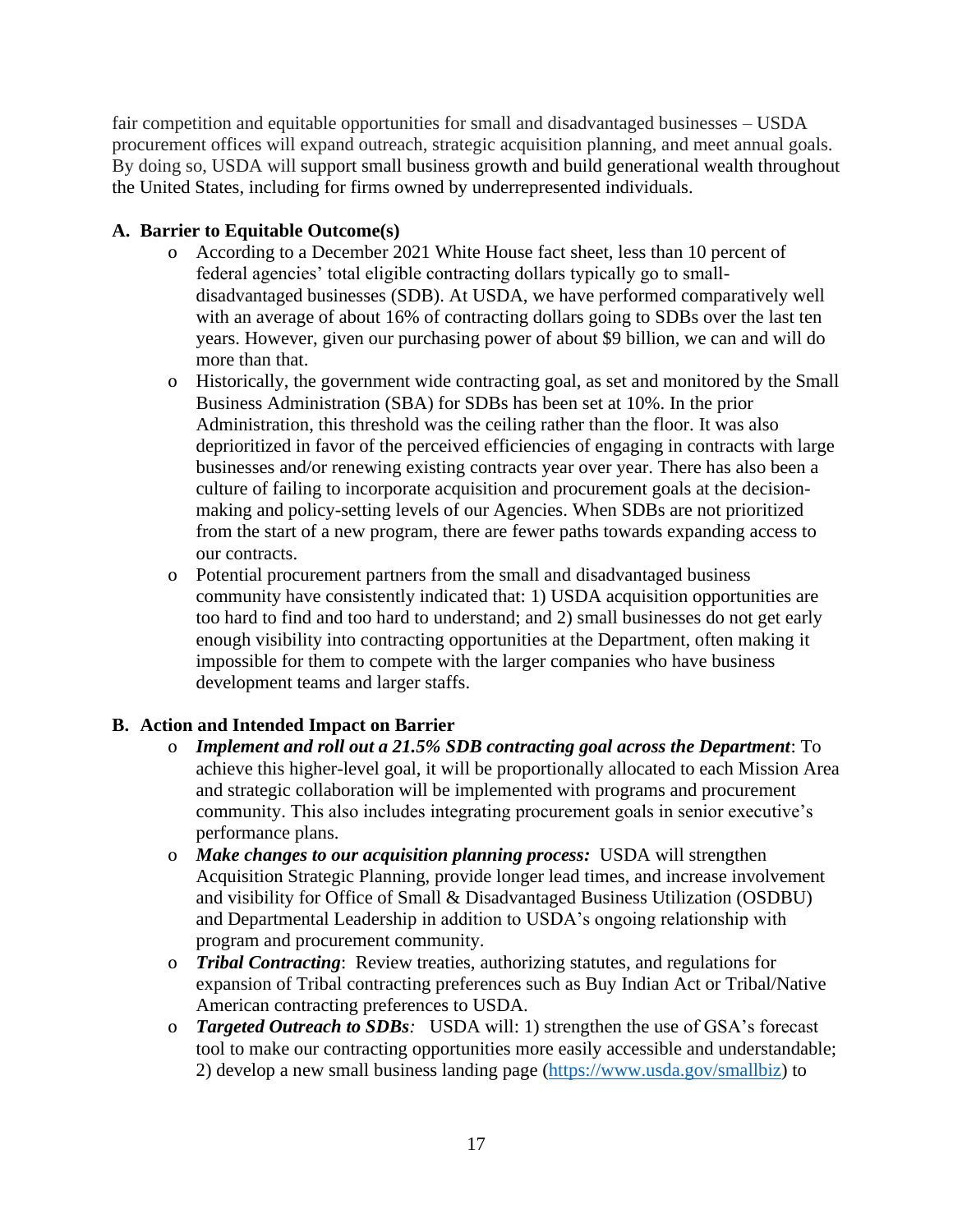fair competition and equitable opportunities for small and disadvantaged businesses – USDA procurement offices will expand outreach, strategic acquisition planning, and meet annual goals. By doing so, USDA will support small business growth and build generational wealth throughout the United States, including for firms owned by underrepresented individuals.

### A. Barrier to Equitable Outcome(s)

- According to a December 2021 White House fact sheet, less than 10 percent of federal agencies' total eligible contracting dollars typically go to small-disadvantaged businesses (SDB). At USDA, we have performed comparatively well with an average of about 16% of contracting dollars going to SDBs over the last ten years. However, given our purchasing power of about $9 billion, we can and will do more than that.
- Historically, the government wide contracting goal, as set and monitored by the Small Business Administration (SBA) for SDBs has been set at 10%. In the prior Administration, this threshold was the ceiling rather than the floor. It was also deprioritized in favor of the perceived efficiencies of engaging in contracts with large businesses and/or renewing existing contracts year over year. There has also been a culture of failing to incorporate acquisition and procurement goals at the decision-making and policy-setting levels of our Agencies. When SDBs are not prioritized from the start of a new program, there are fewer paths towards expanding access to our contracts.
- Potential procurement partners from the small and disadvantaged business community have consistently indicated that: 1) USDA acquisition opportunities are too hard to find and too hard to understand; and 2) small businesses do not get early enough visibility into contracting opportunities at the Department, often making it impossible for them to compete with the larger companies who have business development teams and larger staffs.

### B. Action and Intended Impact on Barrier

- ***Implement and roll out a 21.5% SDB contracting goal across the Department***: To achieve this higher-level goal, it will be proportionally allocated to each Mission Area and strategic collaboration will be implemented with programs and procurement community. This also includes integrating procurement goals in senior executive's performance plans.
- ***Make changes to our acquisition planning process:*** USDA will strengthen Acquisition Strategic Planning, provide longer lead times, and increase involvement and visibility for Office of Small & Disadvantaged Business Utilization (OSDBU) and Departmental Leadership in addition to USDA's ongoing relationship with program and procurement community.
- ***Tribal Contracting***: Review treaties, authorizing statutes, and regulations for expansion of Tribal contracting preferences such as Buy Indian Act or Tribal/Native American contracting preferences to USDA.
- ***Targeted Outreach to SDBs****:* USDA will: 1) strengthen the use of GSA's forecast tool to make our contracting opportunities more easily accessible and understandable; 2) develop a new small business landing page ([https://www.usda.gov/smallbiz](https://www.usda.gov/smallbiz)) to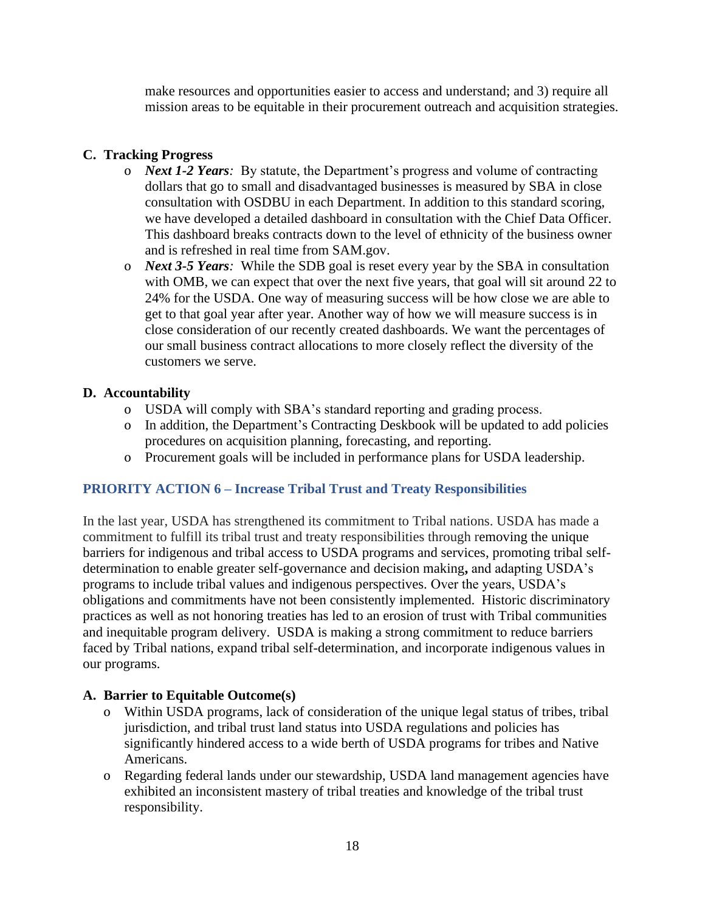make resources and opportunities easier to access and understand; and 3) require all mission areas to be equitable in their procurement outreach and acquisition strategies.

### C. Tracking Progress

- ***Next 1-2 Years**:* By statute, the Department's progress and volume of contracting dollars that go to small and disadvantaged businesses is measured by SBA in close consultation with OSDBU in each Department. In addition to this standard scoring, we have developed a detailed dashboard in consultation with the Chief Data Officer. This dashboard breaks contracts down to the level of ethnicity of the business owner and is refreshed in real time from SAM.gov.
- ***Next 3-5 Years**:* While the SDB goal is reset every year by the SBA in consultation with OMB, we can expect that over the next five years, that goal will sit around 22 to 24% for the USDA. One way of measuring success will be how close we are able to get to that goal year after year. Another way of how we will measure success is in close consideration of our recently created dashboards. We want the percentages of our small business contract allocations to more closely reflect the diversity of the customers we serve.

### D. Accountability

- USDA will comply with SBA's standard reporting and grading process.
- In addition, the Department's Contracting Deskbook will be updated to add policies procedures on acquisition planning, forecasting, and reporting.
- Procurement goals will be included in performance plans for USDA leadership.

## PRIORITY ACTION 6 – Increase Tribal Trust and Treaty Responsibilities

In the last year, USDA has strengthened its commitment to Tribal nations. USDA has made a commitment to fulfill its tribal trust and treaty responsibilities through removing the unique barriers for indigenous and tribal access to USDA programs and services, promoting tribal self-determination to enable greater self-governance and decision making**,** and adapting USDA's programs to include tribal values and indigenous perspectives. Over the years, USDA's obligations and commitments have not been consistently implemented. Historic discriminatory practices as well as not honoring treaties has led to an erosion of trust with Tribal communities and inequitable program delivery. USDA is making a strong commitment to reduce barriers faced by Tribal nations, expand tribal self-determination, and incorporate indigenous values in our programs.

### A. Barrier to Equitable Outcome(s)

- Within USDA programs, lack of consideration of the unique legal status of tribes, tribal jurisdiction, and tribal trust land status into USDA regulations and policies has significantly hindered access to a wide berth of USDA programs for tribes and Native Americans.
- Regarding federal lands under our stewardship, USDA land management agencies have exhibited an inconsistent mastery of tribal treaties and knowledge of the tribal trust responsibility.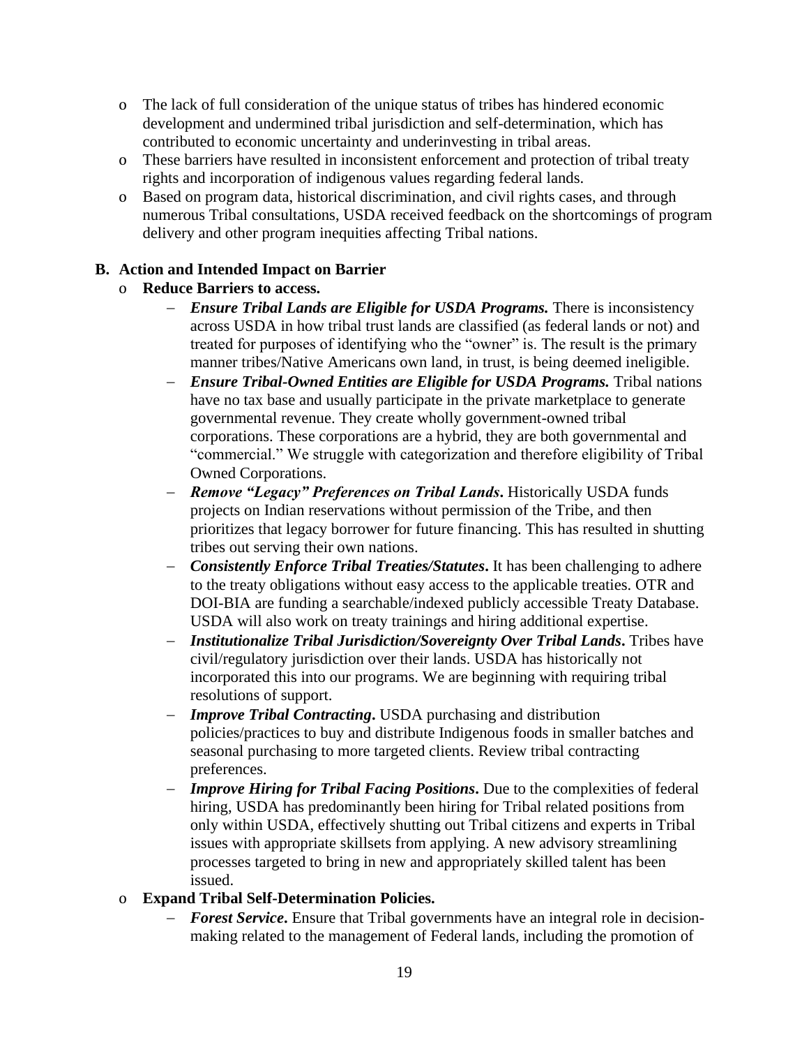- The lack of full consideration of the unique status of tribes has hindered economic development and undermined tribal jurisdiction and self-determination, which has contributed to economic uncertainty and underinvesting in tribal areas.
- These barriers have resulted in inconsistent enforcement and protection of tribal treaty rights and incorporation of indigenous values regarding federal lands.
- Based on program data, historical discrimination, and civil rights cases, and through numerous Tribal consultations, USDA received feedback on the shortcomings of program delivery and other program inequities affecting Tribal nations.

**B. Action and Intended Impact on Barrier**

- **Reduce Barriers to access.**
  - ***Ensure Tribal Lands are Eligible for USDA Programs.*** There is inconsistency across USDA in how tribal trust lands are classified (as federal lands or not) and treated for purposes of identifying who the "owner" is. The result is the primary manner tribes/Native Americans own land, in trust, is being deemed ineligible.
  - ***Ensure Tribal-Owned Entities are Eligible for USDA Programs.*** Tribal nations have no tax base and usually participate in the private marketplace to generate governmental revenue. They create wholly government-owned tribal corporations. These corporations are a hybrid, they are both governmental and "commercial." We struggle with categorization and therefore eligibility of Tribal Owned Corporations.
  - ***Remove "Legacy" Preferences on Tribal Lands.*** Historically USDA funds projects on Indian reservations without permission of the Tribe, and then prioritizes that legacy borrower for future financing. This has resulted in shutting tribes out serving their own nations.
  - ***Consistently Enforce Tribal Treaties/Statutes.*** It has been challenging to adhere to the treaty obligations without easy access to the applicable treaties. OTR and DOI-BIA are funding a searchable/indexed publicly accessible Treaty Database. USDA will also work on treaty trainings and hiring additional expertise.
  - ***Institutionalize Tribal Jurisdiction/Sovereignty Over Tribal Lands.*** Tribes have civil/regulatory jurisdiction over their lands. USDA has historically not incorporated this into our programs. We are beginning with requiring tribal resolutions of support.
  - ***Improve Tribal Contracting.*** USDA purchasing and distribution policies/practices to buy and distribute Indigenous foods in smaller batches and seasonal purchasing to more targeted clients. Review tribal contracting preferences.
  - ***Improve Hiring for Tribal Facing Positions.*** Due to the complexities of federal hiring, USDA has predominantly been hiring for Tribal related positions from only within USDA, effectively shutting out Tribal citizens and experts in Tribal issues with appropriate skillsets from applying. A new advisory streamlining processes targeted to bring in new and appropriately skilled talent has been issued.
- **Expand Tribal Self-Determination Policies.**
  - ***Forest Service.*** Ensure that Tribal governments have an integral role in decision-making related to the management of Federal lands, including the promotion of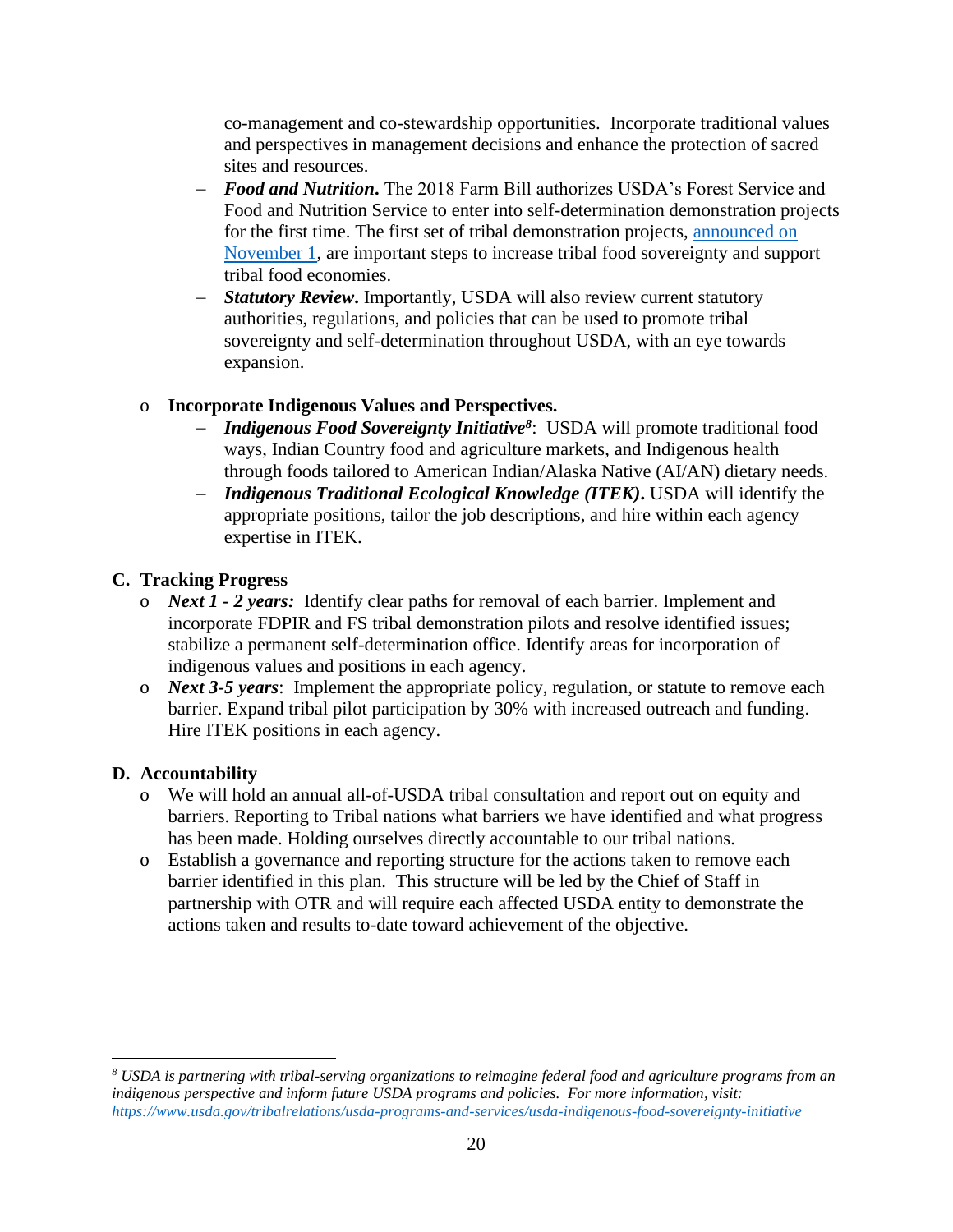co-management and co-stewardship opportunities. Incorporate traditional values and perspectives in management decisions and enhance the protection of sacred sites and resources.

- ***Food and Nutrition***. The 2018 Farm Bill authorizes USDA's Forest Service and Food and Nutrition Service to enter into self-determination demonstration projects for the first time. The first set of tribal demonstration projects, announced on November 1, are important steps to increase tribal food sovereignty and support tribal food economies.
- ***Statutory Review***. Importantly, USDA will also review current statutory authorities, regulations, and policies that can be used to promote tribal sovereignty and self-determination throughout USDA, with an eye towards expansion.

- **Incorporate Indigenous Values and Perspectives.**
  - ***Indigenous Food Sovereignty Initiative***[8]: USDA will promote traditional food ways, Indian Country food and agriculture markets, and Indigenous health through foods tailored to American Indian/Alaska Native (AI/AN) dietary needs.
  - ***Indigenous Traditional Ecological Knowledge (ITEK)***. USDA will identify the appropriate positions, tailor the job descriptions, and hire within each agency expertise in ITEK.

## C. Tracking Progress

- ***Next 1 - 2 years:*** Identify clear paths for removal of each barrier. Implement and incorporate FDPIR and FS tribal demonstration pilots and resolve identified issues; stabilize a permanent self-determination office. Identify areas for incorporation of indigenous values and positions in each agency.
- ***Next 3-5 years***: Implement the appropriate policy, regulation, or statute to remove each barrier. Expand tribal pilot participation by 30% with increased outreach and funding. Hire ITEK positions in each agency.

## D. Accountability

- We will hold an annual all-of-USDA tribal consultation and report out on equity and barriers. Reporting to Tribal nations what barriers we have identified and what progress has been made. Holding ourselves directly accountable to our tribal nations.
- Establish a governance and reporting structure for the actions taken to remove each barrier identified in this plan. This structure will be led by the Chief of Staff in partnership with OTR and will require each affected USDA entity to demonstrate the actions taken and results to-date toward achievement of the objective.

---

[8] *USDA is partnering with tribal-serving organizations to reimagine federal food and agriculture programs from an indigenous perspective and inform future USDA programs and policies. For more information, visit: https://www.usda.gov/tribalrelations/usda-programs-and-services/usda-indigenous-food-sovereignty-initiative*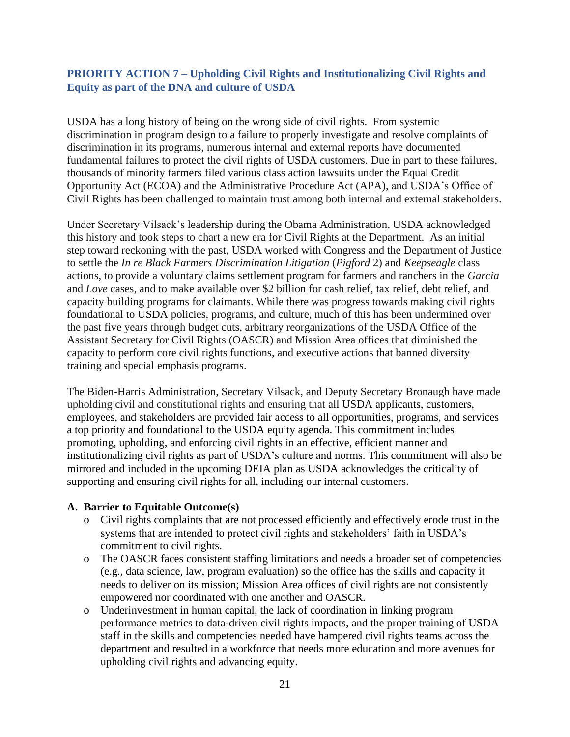## PRIORITY ACTION 7 – Upholding Civil Rights and Institutionalizing Civil Rights and Equity as part of the DNA and culture of USDA

USDA has a long history of being on the wrong side of civil rights. From systemic discrimination in program design to a failure to properly investigate and resolve complaints of discrimination in its programs, numerous internal and external reports have documented fundamental failures to protect the civil rights of USDA customers. Due in part to these failures, thousands of minority farmers filed various class action lawsuits under the Equal Credit Opportunity Act (ECOA) and the Administrative Procedure Act (APA), and USDA's Office of Civil Rights has been challenged to maintain trust among both internal and external stakeholders.

Under Secretary Vilsack's leadership during the Obama Administration, USDA acknowledged this history and took steps to chart a new era for Civil Rights at the Department. As an initial step toward reckoning with the past, USDA worked with Congress and the Department of Justice to settle the *In re Black Farmers Discrimination Litigation* (*Pigford* 2) and *Keepseagle* class actions, to provide a voluntary claims settlement program for farmers and ranchers in the *Garcia* and *Love* cases, and to make available over $2 billion for cash relief, tax relief, debt relief, and capacity building programs for claimants. While there was progress towards making civil rights foundational to USDA policies, programs, and culture, much of this has been undermined over the past five years through budget cuts, arbitrary reorganizations of the USDA Office of the Assistant Secretary for Civil Rights (OASCR) and Mission Area offices that diminished the capacity to perform core civil rights functions, and executive actions that banned diversity training and special emphasis programs.

The Biden-Harris Administration, Secretary Vilsack, and Deputy Secretary Bronaugh have made upholding civil and constitutional rights and ensuring that all USDA applicants, customers, employees, and stakeholders are provided fair access to all opportunities, programs, and services a top priority and foundational to the USDA equity agenda. This commitment includes promoting, upholding, and enforcing civil rights in an effective, efficient manner and institutionalizing civil rights as part of USDA's culture and norms. This commitment will also be mirrored and included in the upcoming DEIA plan as USDA acknowledges the criticality of supporting and ensuring civil rights for all, including our internal customers.

### A. Barrier to Equitable Outcome(s)

- Civil rights complaints that are not processed efficiently and effectively erode trust in the systems that are intended to protect civil rights and stakeholders' faith in USDA's commitment to civil rights.
- The OASCR faces consistent staffing limitations and needs a broader set of competencies (e.g., data science, law, program evaluation) so the office has the skills and capacity it needs to deliver on its mission; Mission Area offices of civil rights are not consistently empowered nor coordinated with one another and OASCR.
- Underinvestment in human capital, the lack of coordination in linking program performance metrics to data-driven civil rights impacts, and the proper training of USDA staff in the skills and competencies needed have hampered civil rights teams across the department and resulted in a workforce that needs more education and more avenues for upholding civil rights and advancing equity.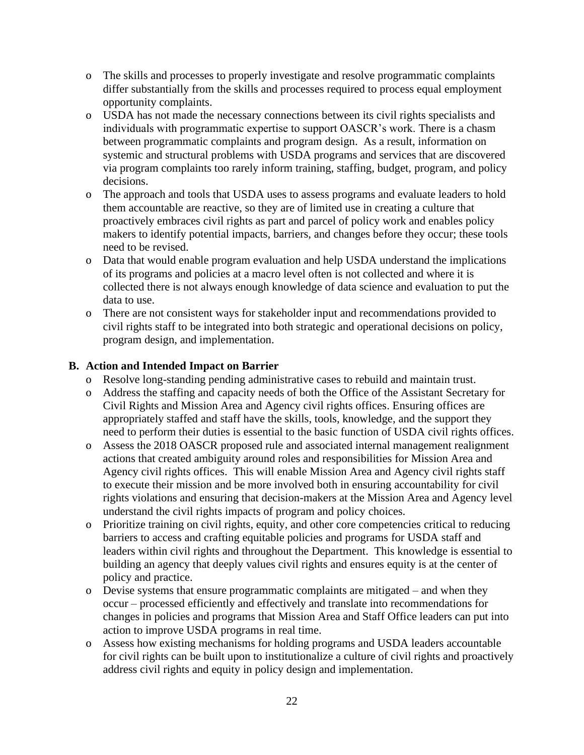- The skills and processes to properly investigate and resolve programmatic complaints differ substantially from the skills and processes required to process equal employment opportunity complaints.
- USDA has not made the necessary connections between its civil rights specialists and individuals with programmatic expertise to support OASCR's work. There is a chasm between programmatic complaints and program design. As a result, information on systemic and structural problems with USDA programs and services that are discovered via program complaints too rarely inform training, staffing, budget, program, and policy decisions.
- The approach and tools that USDA uses to assess programs and evaluate leaders to hold them accountable are reactive, so they are of limited use in creating a culture that proactively embraces civil rights as part and parcel of policy work and enables policy makers to identify potential impacts, barriers, and changes before they occur; these tools need to be revised.
- Data that would enable program evaluation and help USDA understand the implications of its programs and policies at a macro level often is not collected and where it is collected there is not always enough knowledge of data science and evaluation to put the data to use.
- There are not consistent ways for stakeholder input and recommendations provided to civil rights staff to be integrated into both strategic and operational decisions on policy, program design, and implementation.

**B. Action and Intended Impact on Barrier**

- Resolve long-standing pending administrative cases to rebuild and maintain trust.
- Address the staffing and capacity needs of both the Office of the Assistant Secretary for Civil Rights and Mission Area and Agency civil rights offices. Ensuring offices are appropriately staffed and staff have the skills, tools, knowledge, and the support they need to perform their duties is essential to the basic function of USDA civil rights offices.
- Assess the 2018 OASCR proposed rule and associated internal management realignment actions that created ambiguity around roles and responsibilities for Mission Area and Agency civil rights offices. This will enable Mission Area and Agency civil rights staff to execute their mission and be more involved both in ensuring accountability for civil rights violations and ensuring that decision-makers at the Mission Area and Agency level understand the civil rights impacts of program and policy choices.
- Prioritize training on civil rights, equity, and other core competencies critical to reducing barriers to access and crafting equitable policies and programs for USDA staff and leaders within civil rights and throughout the Department. This knowledge is essential to building an agency that deeply values civil rights and ensures equity is at the center of policy and practice.
- Devise systems that ensure programmatic complaints are mitigated – and when they occur – processed efficiently and effectively and translate into recommendations for changes in policies and programs that Mission Area and Staff Office leaders can put into action to improve USDA programs in real time.
- Assess how existing mechanisms for holding programs and USDA leaders accountable for civil rights can be built upon to institutionalize a culture of civil rights and proactively address civil rights and equity in policy design and implementation.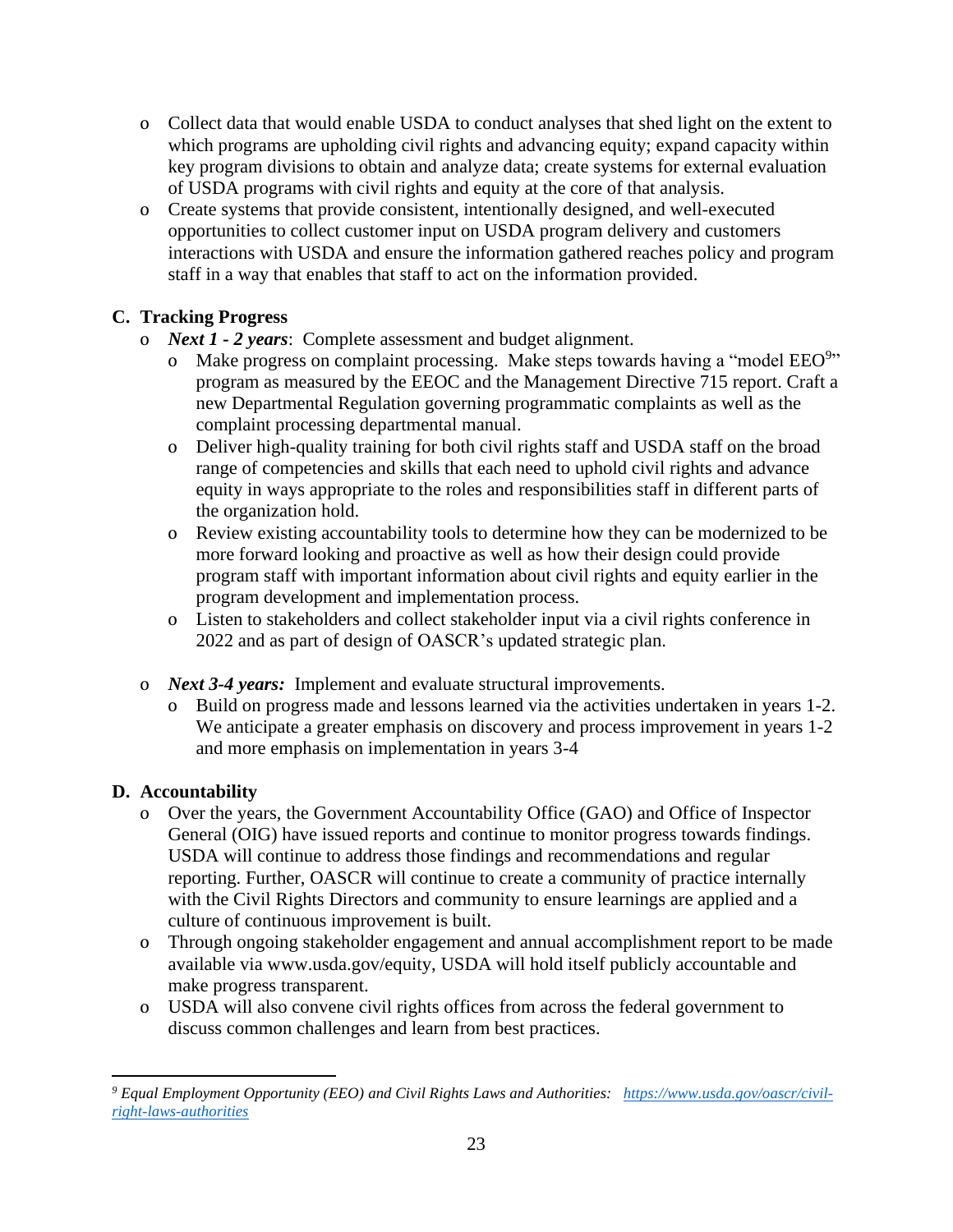- Collect data that would enable USDA to conduct analyses that shed light on the extent to which programs are upholding civil rights and advancing equity; expand capacity within key program divisions to obtain and analyze data; create systems for external evaluation of USDA programs with civil rights and equity at the core of that analysis.
- Create systems that provide consistent, intentionally designed, and well-executed opportunities to collect customer input on USDA program delivery and customers interactions with USDA and ensure the information gathered reaches policy and program staff in a way that enables that staff to act on the information provided.

## C. Tracking Progress

- ***Next 1 - 2 years***: Complete assessment and budget alignment.
  - Make progress on complaint processing. Make steps towards having a "model EEO[9]" program as measured by the EEOC and the Management Directive 715 report. Craft a new Departmental Regulation governing programmatic complaints as well as the complaint processing departmental manual.
  - Deliver high-quality training for both civil rights staff and USDA staff on the broad range of competencies and skills that each need to uphold civil rights and advance equity in ways appropriate to the roles and responsibilities staff in different parts of the organization hold.
  - Review existing accountability tools to determine how they can be modernized to be more forward looking and proactive as well as how their design could provide program staff with important information about civil rights and equity earlier in the program development and implementation process.
  - Listen to stakeholders and collect stakeholder input via a civil rights conference in 2022 and as part of design of OASCR's updated strategic plan.

- ***Next 3-4 years:*** Implement and evaluate structural improvements.
  - Build on progress made and lessons learned via the activities undertaken in years 1-2. We anticipate a greater emphasis on discovery and process improvement in years 1-2 and more emphasis on implementation in years 3-4

## D. Accountability

- Over the years, the Government Accountability Office (GAO) and Office of Inspector General (OIG) have issued reports and continue to monitor progress towards findings. USDA will continue to address those findings and recommendations and regular reporting. Further, OASCR will continue to create a community of practice internally with the Civil Rights Directors and community to ensure learnings are applied and a culture of continuous improvement is built.
- Through ongoing stakeholder engagement and annual accomplishment report to be made available via www.usda.gov/equity, USDA will hold itself publicly accountable and make progress transparent.
- USDA will also convene civil rights offices from across the federal government to discuss common challenges and learn from best practices.

---

[9] *Equal Employment Opportunity (EEO) and Civil Rights Laws and Authorities: [https://www.usda.gov/oascr/civil-right-laws-authorities](https://www.usda.gov/oascr/civil-right-laws-authorities)*